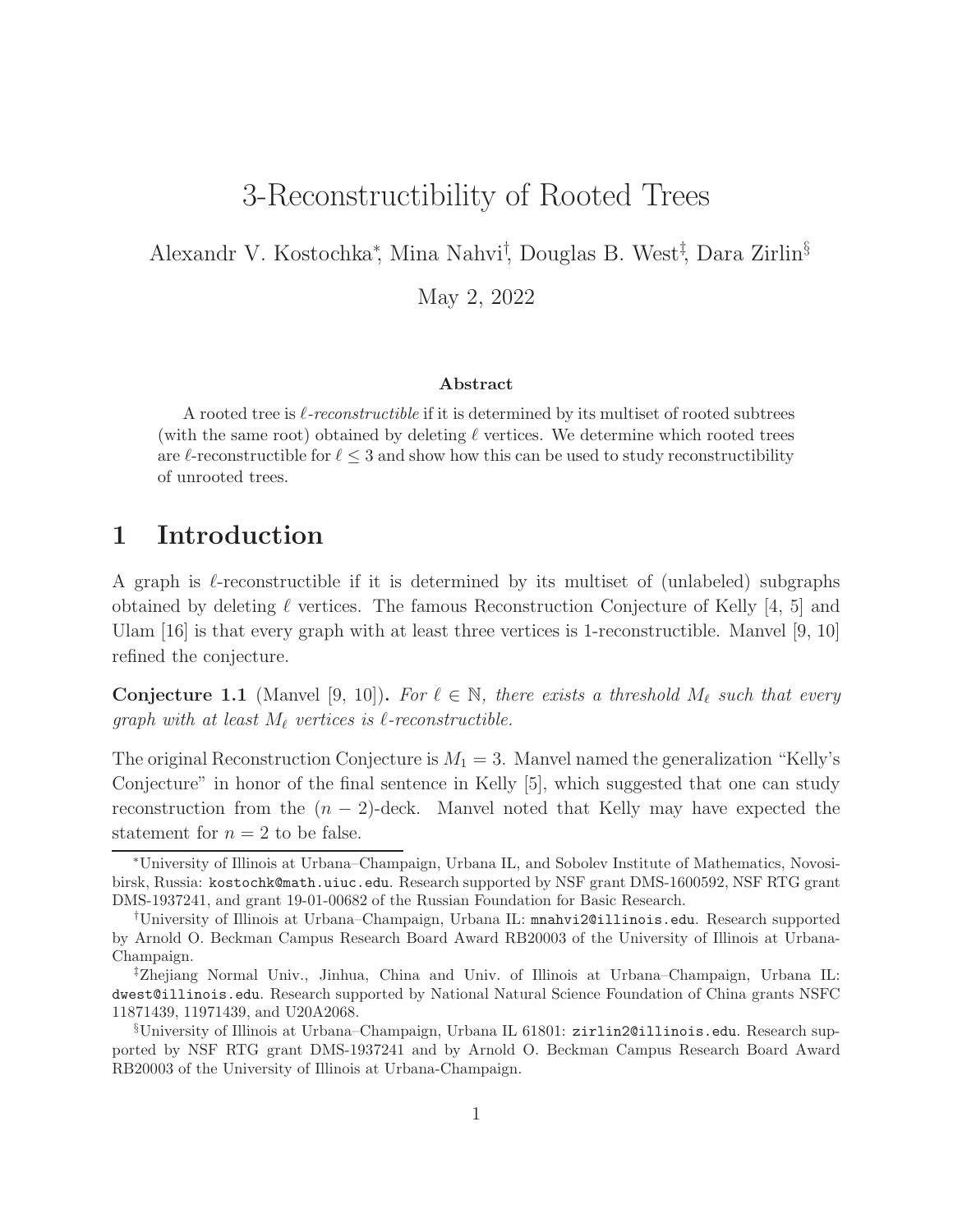# 3-Reconstructibility of Rooted Trees

Alexandr V. Kostochka[*], Mina Nahvi[†], Douglas B. West[‡], Dara Zirlin[§]

May 2, 2022

### Abstract

A rooted tree is *$\ell$-reconstructible* if it is determined by its multiset of rooted subtrees (with the same root) obtained by deleting $\ell$ vertices. We determine which rooted trees are $\ell$-reconstructible for $\ell \leq 3$ and show how this can be used to study reconstructibility of unrooted trees.

## 1 Introduction

A graph is $\ell$-reconstructible if it is determined by its multiset of (unlabeled) subgraphs obtained by deleting $\ell$ vertices. The famous Reconstruction Conjecture of Kelly [4, 5] and Ulam [16] is that every graph with at least three vertices is 1-reconstructible. Manvel [9, 10] refined the conjecture.

**Conjecture 1.1** (Manvel [9, 10]). *For $\ell \in \mathbb{N}$, there exists a threshold $M_\ell$ such that every graph with at least $M_\ell$ vertices is $\ell$-reconstructible.*

The original Reconstruction Conjecture is $M_1 = 3$. Manvel named the generalization "Kelly's Conjecture" in honor of the final sentence in Kelly [5], which suggested that one can study reconstruction from the $(n-2)$-deck. Manvel noted that Kelly may have expected the statement for $n = 2$ to be false.

---

[*] University of Illinois at Urbana–Champaign, Urbana IL, and Sobolev Institute of Mathematics, Novosibirsk, Russia: `kostochk@math.uiuc.edu`. Research supported by NSF grant DMS-1600592, NSF RTG grant DMS-1937241, and grant 19-01-00682 of the Russian Foundation for Basic Research.

[†] University of Illinois at Urbana–Champaign, Urbana IL: `mnahvi2@illinois.edu`. Research supported by Arnold O. Beckman Campus Research Board Award RB20003 of the University of Illinois at Urbana-Champaign.

[‡] Zhejiang Normal Univ., Jinhua, China and Univ. of Illinois at Urbana–Champaign, Urbana IL: `dwest@illinois.edu`. Research supported by National Natural Science Foundation of China grants NSFC 11871439, 11971439, and U20A2068.

[§] University of Illinois at Urbana–Champaign, Urbana IL 61801: `zirlin2@illinois.edu`. Research supported by NSF RTG grant DMS-1937241 and by Arnold O. Beckman Campus Research Board Award RB20003 of the University of Illinois at Urbana-Champaign.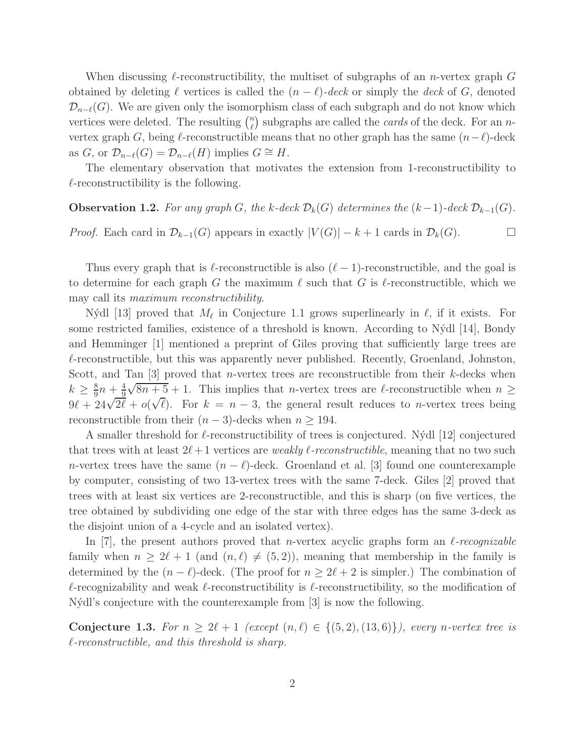When discussing $\ell$-reconstructibility, the multiset of subgraphs of an $n$-vertex graph $G$ obtained by deleting $\ell$ vertices is called the *$(n-\ell)$-deck* or simply the *deck* of $G$, denoted $\mathcal{D}_{n-\ell}(G)$. We are given only the isomorphism class of each subgraph and do not know which vertices were deleted. The resulting $\binom{n}{\ell}$ subgraphs are called the *cards* of the deck. For an $n$-vertex graph $G$, being $\ell$-reconstructible means that no other graph has the same $(n-\ell)$-deck as $G$, or $\mathcal{D}_{n-\ell}(G) = \mathcal{D}_{n-\ell}(H)$ implies $G \cong H$.

The elementary observation that motivates the extension from 1-reconstructibility to $\ell$-reconstructibility is the following.

**Observation 1.2.** *For any graph $G$, the $k$-deck $\mathcal{D}_k(G)$ determines the $(k-1)$-deck $\mathcal{D}_{k-1}(G)$.*

*Proof.* Each card in $\mathcal{D}_{k-1}(G)$ appears in exactly $|V(G)| - k + 1$ cards in $\mathcal{D}_k(G)$. $\square$

Thus every graph that is $\ell$-reconstructible is also $(\ell-1)$-reconstructible, and the goal is to determine for each graph $G$ the maximum $\ell$ such that $G$ is $\ell$-reconstructible, which we may call its *maximum reconstructibility*.

Nýdl [13] proved that $M_\ell$ in Conjecture 1.1 grows superlinearly in $\ell$, if it exists. For some restricted families, existence of a threshold is known. According to Nýdl [14], Bondy and Hemminger [1] mentioned a preprint of Giles proving that sufficiently large trees are $\ell$-reconstructible, but this was apparently never published. Recently, Groenland, Johnston, Scott, and Tan [3] proved that $n$-vertex trees are reconstructible from their $k$-decks when $k \geq \frac{8}{9}n + \frac{4}{9}\sqrt{8n+5} + 1$. This implies that $n$-vertex trees are $\ell$-reconstructible when $n \geq 9\ell + 24\sqrt{2\ell} + o(\sqrt{\ell})$. For $k = n-3$, the general result reduces to $n$-vertex trees being reconstructible from their $(n-3)$-decks when $n \geq 194$.

A smaller threshold for $\ell$-reconstructibility of trees is conjectured. Nýdl [12] conjectured that trees with at least $2\ell+1$ vertices are *weakly $\ell$-reconstructible*, meaning that no two such $n$-vertex trees have the same $(n-\ell)$-deck. Groenland et al. [3] found one counterexample by computer, consisting of two 13-vertex trees with the same 7-deck. Giles [2] proved that trees with at least six vertices are 2-reconstructible, and this is sharp (on five vertices, the tree obtained by subdividing one edge of the star with three edges has the same 3-deck as the disjoint union of a 4-cycle and an isolated vertex).

In [7], the present authors proved that $n$-vertex acyclic graphs form an *$\ell$-recognizable* family when $n \geq 2\ell+1$ (and $(n,\ell) \neq (5,2)$), meaning that membership in the family is determined by the $(n-\ell)$-deck. (The proof for $n \geq 2\ell+2$ is simpler.) The combination of $\ell$-recognizability and weak $\ell$-reconstructibility is $\ell$-reconstructibility, so the modification of Nýdl's conjecture with the counterexample from [3] is now the following.

**Conjecture 1.3.** *For $n \geq 2\ell+1$ (except $(n,\ell) \in \{(5,2),(13,6)\}$), every $n$-vertex tree is $\ell$-reconstructible, and this threshold is sharp.*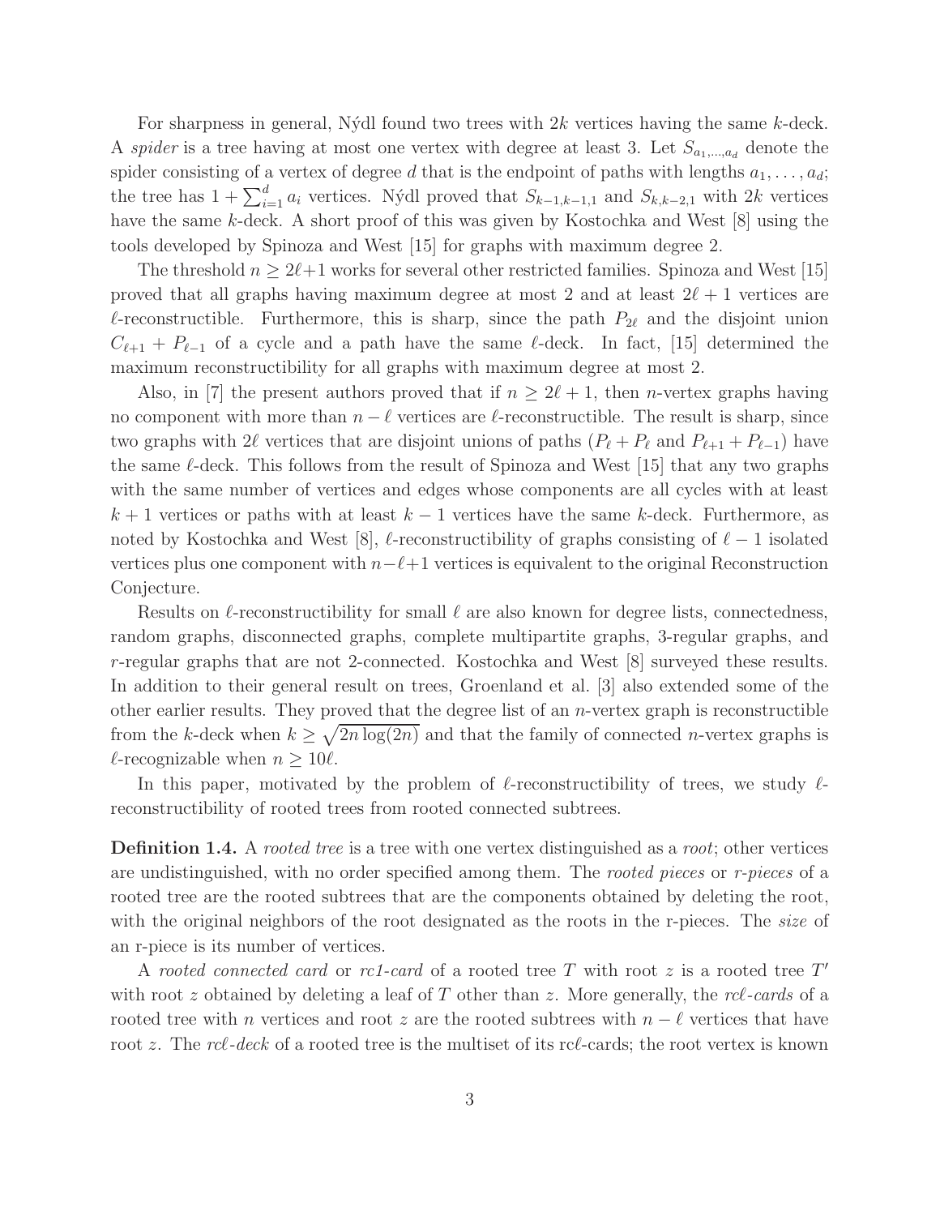For sharpness in general, Nýdl found two trees with $2k$ vertices having the same $k$-deck. A *spider* is a tree having at most one vertex with degree at least 3. Let $S_{a_1,\ldots,a_d}$ denote the spider consisting of a vertex of degree $d$ that is the endpoint of paths with lengths $a_1, \ldots, a_d$; the tree has $1 + \sum_{i=1}^{d} a_i$ vertices. Nýdl proved that $S_{k-1,k-1,1}$ and $S_{k,k-2,1}$ with $2k$ vertices have the same $k$-deck. A short proof of this was given by Kostochka and West [8] using the tools developed by Spinoza and West [15] for graphs with maximum degree 2.

The threshold $n \geq 2\ell+1$ works for several other restricted families. Spinoza and West [15] proved that all graphs having maximum degree at most 2 and at least $2\ell + 1$ vertices are $\ell$-reconstructible. Furthermore, this is sharp, since the path $P_{2\ell}$ and the disjoint union $C_{\ell+1} + P_{\ell-1}$ of a cycle and a path have the same $\ell$-deck. In fact, [15] determined the maximum reconstructibility for all graphs with maximum degree at most 2.

Also, in [7] the present authors proved that if $n \geq 2\ell + 1$, then $n$-vertex graphs having no component with more than $n - \ell$ vertices are $\ell$-reconstructible. The result is sharp, since two graphs with $2\ell$ vertices that are disjoint unions of paths ($P_\ell + P_\ell$ and $P_{\ell+1} + P_{\ell-1}$) have the same $\ell$-deck. This follows from the result of Spinoza and West [15] that any two graphs with the same number of vertices and edges whose components are all cycles with at least $k + 1$ vertices or paths with at least $k - 1$ vertices have the same $k$-deck. Furthermore, as noted by Kostochka and West [8], $\ell$-reconstructibility of graphs consisting of $\ell - 1$ isolated vertices plus one component with $n-\ell+1$ vertices is equivalent to the original Reconstruction Conjecture.

Results on $\ell$-reconstructibility for small $\ell$ are also known for degree lists, connectedness, random graphs, disconnected graphs, complete multipartite graphs, 3-regular graphs, and $r$-regular graphs that are not 2-connected. Kostochka and West [8] surveyed these results. In addition to their general result on trees, Groenland et al. [3] also extended some of the other earlier results. They proved that the degree list of an $n$-vertex graph is reconstructible from the $k$-deck when $k \geq \sqrt{2n \log(2n)}$ and that the family of connected $n$-vertex graphs is $\ell$-recognizable when $n \geq 10\ell$.

In this paper, motivated by the problem of $\ell$-reconstructibility of trees, we study $\ell$-reconstructibility of rooted trees from rooted connected subtrees.

**Definition 1.4.** A *rooted tree* is a tree with one vertex distinguished as a *root*; other vertices are undistinguished, with no order specified among them. The *rooted pieces* or *r-pieces* of a rooted tree are the rooted subtrees that are the components obtained by deleting the root, with the original neighbors of the root designated as the roots in the r-pieces. The *size* of an r-piece is its number of vertices.

A *rooted connected card* or *rc1-card* of a rooted tree $T$ with root $z$ is a rooted tree $T'$ with root $z$ obtained by deleting a leaf of $T$ other than $z$. More generally, the *rc$\ell$-cards* of a rooted tree with $n$ vertices and root $z$ are the rooted subtrees with $n - \ell$ vertices that have root $z$. The *rc$\ell$-deck* of a rooted tree is the multiset of its rc$\ell$-cards; the root vertex is known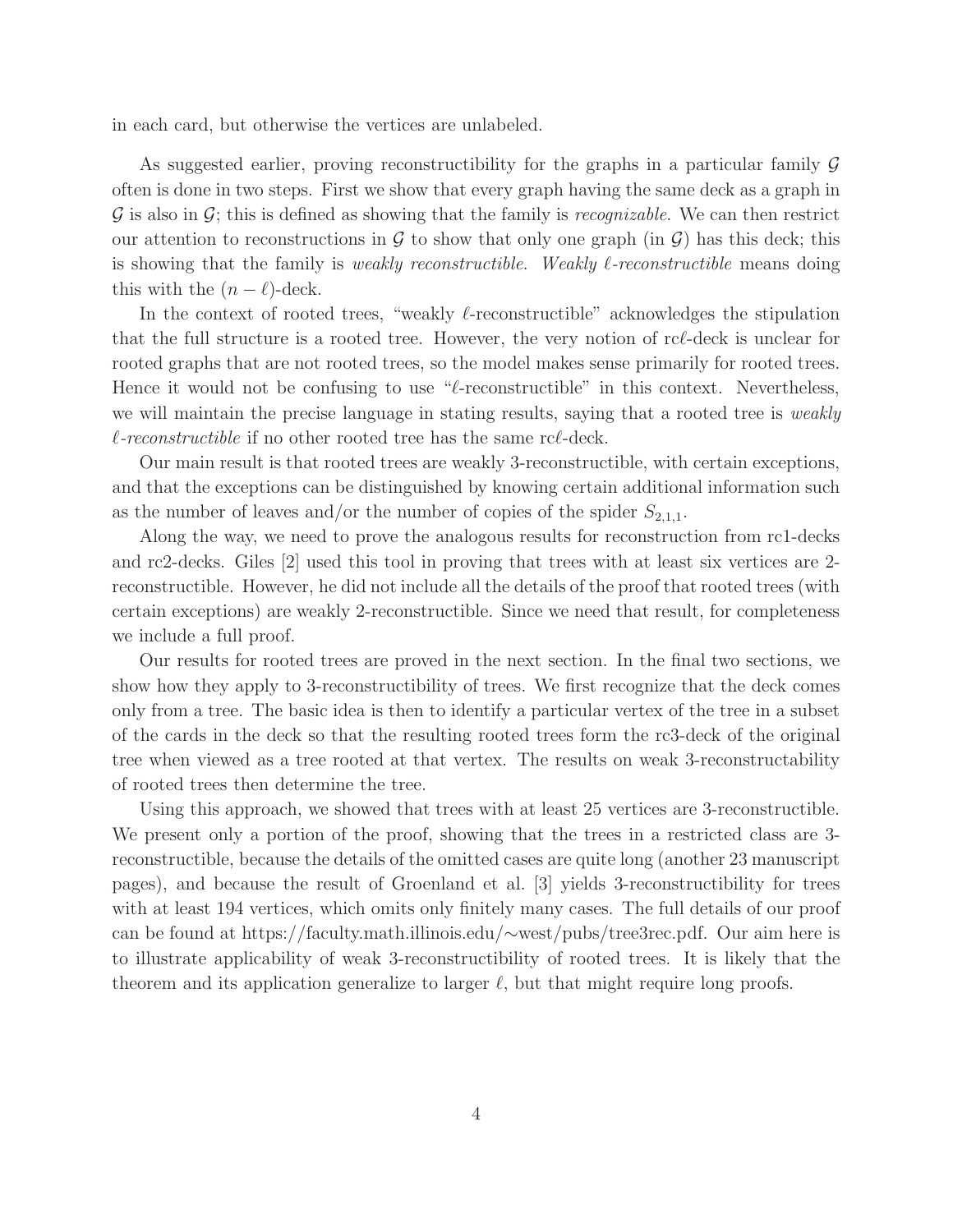in each card, but otherwise the vertices are unlabeled.

As suggested earlier, proving reconstructibility for the graphs in a particular family $\mathcal{G}$ often is done in two steps. First we show that every graph having the same deck as a graph in $\mathcal{G}$ is also in $\mathcal{G}$; this is defined as showing that the family is *recognizable*. We can then restrict our attention to reconstructions in $\mathcal{G}$ to show that only one graph (in $\mathcal{G}$) has this deck; this is showing that the family is *weakly reconstructible*. *Weakly $\ell$-reconstructible* means doing this with the $(n-\ell)$-deck.

In the context of rooted trees, "weakly $\ell$-reconstructible" acknowledges the stipulation that the full structure is a rooted tree. However, the very notion of rc$\ell$-deck is unclear for rooted graphs that are not rooted trees, so the model makes sense primarily for rooted trees. Hence it would not be confusing to use "$\ell$-reconstructible" in this context. Nevertheless, we will maintain the precise language in stating results, saying that a rooted tree is *weakly $\ell$-reconstructible* if no other rooted tree has the same rc$\ell$-deck.

Our main result is that rooted trees are weakly 3-reconstructible, with certain exceptions, and that the exceptions can be distinguished by knowing certain additional information such as the number of leaves and/or the number of copies of the spider $S_{2,1,1}$.

Along the way, we need to prove the analogous results for reconstruction from rc1-decks and rc2-decks. Giles [2] used this tool in proving that trees with at least six vertices are 2-reconstructible. However, he did not include all the details of the proof that rooted trees (with certain exceptions) are weakly 2-reconstructible. Since we need that result, for completeness we include a full proof.

Our results for rooted trees are proved in the next section. In the final two sections, we show how they apply to 3-reconstructibility of trees. We first recognize that the deck comes only from a tree. The basic idea is then to identify a particular vertex of the tree in a subset of the cards in the deck so that the resulting rooted trees form the rc3-deck of the original tree when viewed as a tree rooted at that vertex. The results on weak 3-reconstructability of rooted trees then determine the tree.

Using this approach, we showed that trees with at least 25 vertices are 3-reconstructible. We present only a portion of the proof, showing that the trees in a restricted class are 3-reconstructible, because the details of the omitted cases are quite long (another 23 manuscript pages), and because the result of Groenland et al. [3] yields 3-reconstructibility for trees with at least 194 vertices, which omits only finitely many cases. The full details of our proof can be found at https://faculty.math.illinois.edu/∼west/pubs/tree3rec.pdf. Our aim here is to illustrate applicability of weak 3-reconstructibility of rooted trees. It is likely that the theorem and its application generalize to larger $\ell$, but that might require long proofs.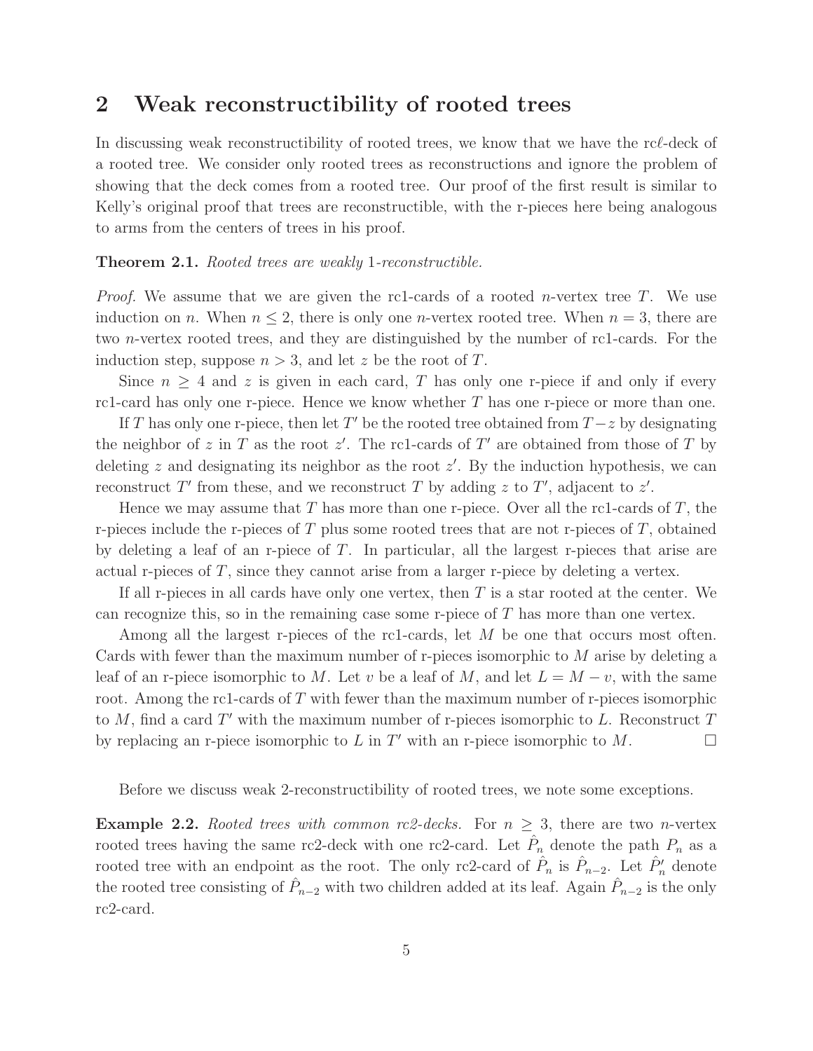## 2 Weak reconstructibility of rooted trees

In discussing weak reconstructibility of rooted trees, we know that we have the rc$\ell$-deck of a rooted tree. We consider only rooted trees as reconstructions and ignore the problem of showing that the deck comes from a rooted tree. Our proof of the first result is similar to Kelly's original proof that trees are reconstructible, with the r-pieces here being analogous to arms from the centers of trees in his proof.

**Theorem 2.1.** *Rooted trees are weakly* 1*-reconstructible.*

*Proof.* We assume that we are given the rc1-cards of a rooted $n$-vertex tree $T$. We use induction on $n$. When $n \le 2$, there is only one $n$-vertex rooted tree. When $n = 3$, there are two $n$-vertex rooted trees, and they are distinguished by the number of rc1-cards. For the induction step, suppose $n > 3$, and let $z$ be the root of $T$.

Since $n \ge 4$ and $z$ is given in each card, $T$ has only one r-piece if and only if every rc1-card has only one r-piece. Hence we know whether $T$ has one r-piece or more than one.

If $T$ has only one r-piece, then let $T'$ be the rooted tree obtained from $T - z$ by designating the neighbor of $z$ in $T$ as the root $z'$. The rc1-cards of $T'$ are obtained from those of $T$ by deleting $z$ and designating its neighbor as the root $z'$. By the induction hypothesis, we can reconstruct $T'$ from these, and we reconstruct $T$ by adding $z$ to $T'$, adjacent to $z'$.

Hence we may assume that $T$ has more than one r-piece. Over all the rc1-cards of $T$, the r-pieces include the r-pieces of $T$ plus some rooted trees that are not r-pieces of $T$, obtained by deleting a leaf of an r-piece of $T$. In particular, all the largest r-pieces that arise are actual r-pieces of $T$, since they cannot arise from a larger r-piece by deleting a vertex.

If all r-pieces in all cards have only one vertex, then $T$ is a star rooted at the center. We can recognize this, so in the remaining case some r-piece of $T$ has more than one vertex.

Among all the largest r-pieces of the rc1-cards, let $M$ be one that occurs most often. Cards with fewer than the maximum number of r-pieces isomorphic to $M$ arise by deleting a leaf of an r-piece isomorphic to $M$. Let $v$ be a leaf of $M$, and let $L = M - v$, with the same root. Among the rc1-cards of $T$ with fewer than the maximum number of r-pieces isomorphic to $M$, find a card $T'$ with the maximum number of r-pieces isomorphic to $L$. Reconstruct $T$ by replacing an r-piece isomorphic to $L$ in $T'$ with an r-piece isomorphic to $M$. $\square$

Before we discuss weak 2-reconstructibility of rooted trees, we note some exceptions.

**Example 2.2.** *Rooted trees with common rc2-decks.* For $n \ge 3$, there are two $n$-vertex rooted trees having the same rc2-deck with one rc2-card. Let $\hat{P}_n$ denote the path $P_n$ as a rooted tree with an endpoint as the root. The only rc2-card of $\hat{P}_n$ is $\hat{P}_{n-2}$. Let $\hat{P}'_n$ denote the rooted tree consisting of $\hat{P}_{n-2}$ with two children added at its leaf. Again $\hat{P}_{n-2}$ is the only rc2-card.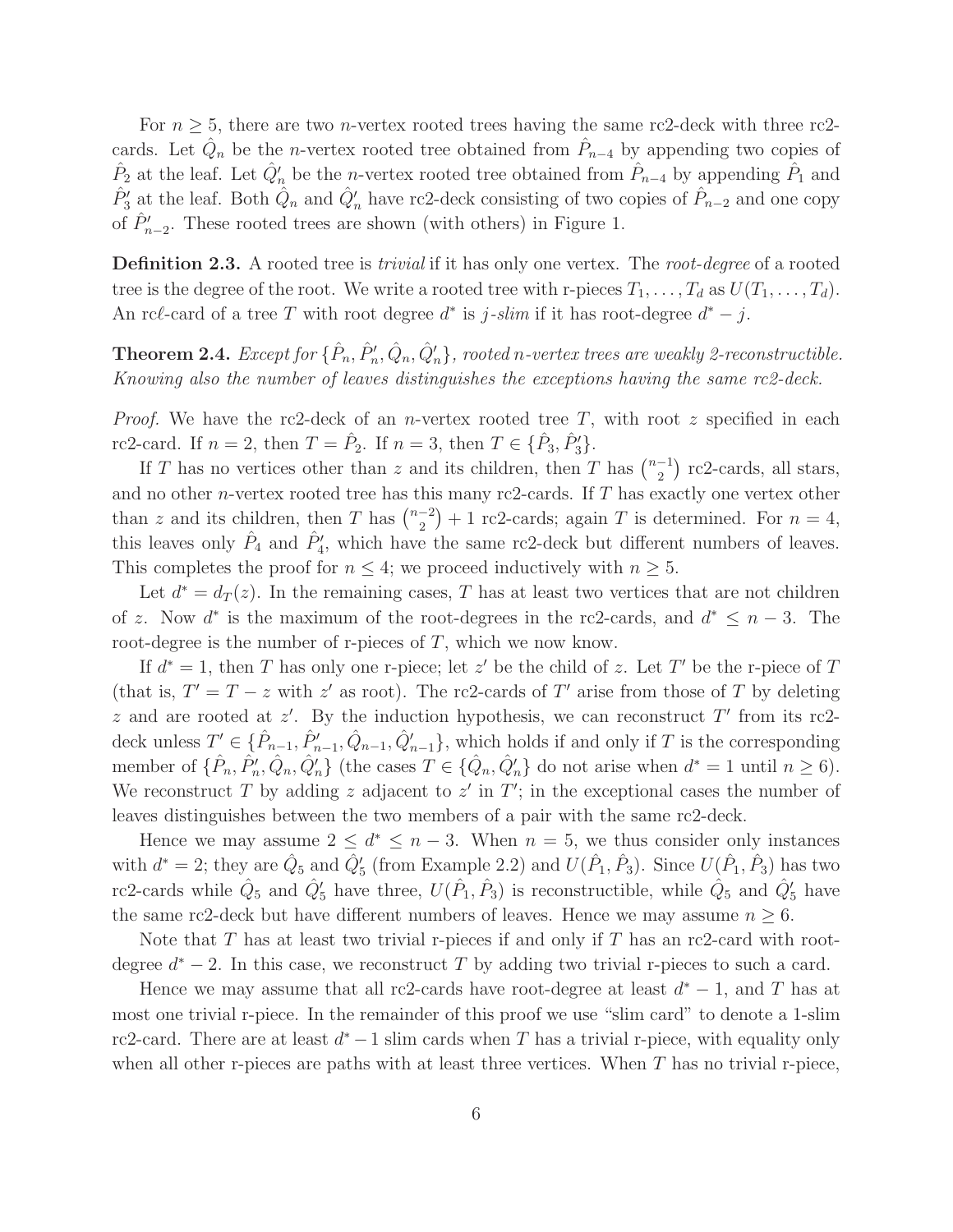For $n \ge 5$, there are two $n$-vertex rooted trees having the same rc2-deck with three rc2-cards. Let $\hat{Q}_n$ be the $n$-vertex rooted tree obtained from $\hat{P}_{n-4}$ by appending two copies of $\hat{P}_2$ at the leaf. Let $\hat{Q}'_n$ be the $n$-vertex rooted tree obtained from $\hat{P}_{n-4}$ by appending $\hat{P}_1$ and $\hat{P}'_3$ at the leaf. Both $\hat{Q}_n$ and $\hat{Q}'_n$ have rc2-deck consisting of two copies of $\hat{P}_{n-2}$ and one copy of $\hat{P}'_{n-2}$. These rooted trees are shown (with others) in Figure 1.

**Definition 2.3.** A rooted tree is *trivial* if it has only one vertex. The *root-degree* of a rooted tree is the degree of the root. We write a rooted tree with r-pieces $T_1, \dots, T_d$ as $U(T_1, \dots, T_d)$. An rc$\ell$-card of a tree $T$ with root degree $d^*$ is *$j$-slim* if it has root-degree $d^* - j$.

**Theorem 2.4.** *Except for $\{\hat{P}_n, \hat{P}'_n, \hat{Q}_n, \hat{Q}'_n\}$, rooted $n$-vertex trees are weakly 2-reconstructible. Knowing also the number of leaves distinguishes the exceptions having the same rc2-deck.*

*Proof.* We have the rc2-deck of an $n$-vertex rooted tree $T$, with root $z$ specified in each rc2-card. If $n = 2$, then $T = \hat{P}_2$. If $n = 3$, then $T \in \{\hat{P}_3, \hat{P}'_3\}$.

If $T$ has no vertices other than $z$ and its children, then $T$ has $\binom{n-1}{2}$ rc2-cards, all stars, and no other $n$-vertex rooted tree has this many rc2-cards. If $T$ has exactly one vertex other than $z$ and its children, then $T$ has $\binom{n-2}{2} + 1$ rc2-cards; again $T$ is determined. For $n = 4$, this leaves only $\hat{P}_4$ and $\hat{P}'_4$, which have the same rc2-deck but different numbers of leaves. This completes the proof for $n \le 4$; we proceed inductively with $n \ge 5$.

Let $d^* = d_T(z)$. In the remaining cases, $T$ has at least two vertices that are not children of $z$. Now $d^*$ is the maximum of the root-degrees in the rc2-cards, and $d^* \le n - 3$. The root-degree is the number of r-pieces of $T$, which we now know.

If $d^* = 1$, then $T$ has only one r-piece; let $z'$ be the child of $z$. Let $T'$ be the r-piece of $T$ (that is, $T' = T - z$ with $z'$ as root). The rc2-cards of $T'$ arise from those of $T$ by deleting $z$ and are rooted at $z'$. By the induction hypothesis, we can reconstruct $T'$ from its rc2-deck unless $T' \in \{\hat{P}_{n-1}, \hat{P}'_{n-1}, \hat{Q}_{n-1}, \hat{Q}'_{n-1}\}$, which holds if and only if $T$ is the corresponding member of $\{\hat{P}_n, \hat{P}'_n, \hat{Q}_n, \hat{Q}'_n\}$ (the cases $T \in \{\hat{Q}_n, \hat{Q}'_n\}$ do not arise when $d^* = 1$ until $n \ge 6$). We reconstruct $T$ by adding $z$ adjacent to $z'$ in $T'$; in the exceptional cases the number of leaves distinguishes between the two members of a pair with the same rc2-deck.

Hence we may assume $2 \le d^* \le n - 3$. When $n = 5$, we thus consider only instances with $d^* = 2$; they are $\hat{Q}_5$ and $\hat{Q}'_5$ (from Example 2.2) and $U(\hat{P}_1, \hat{P}_3)$. Since $U(\hat{P}_1, \hat{P}_3)$ has two rc2-cards while $\hat{Q}_5$ and $\hat{Q}'_5$ have three, $U(\hat{P}_1, \hat{P}_3)$ is reconstructible, while $\hat{Q}_5$ and $\hat{Q}'_5$ have the same rc2-deck but have different numbers of leaves. Hence we may assume $n \ge 6$.

Note that $T$ has at least two trivial r-pieces if and only if $T$ has an rc2-card with root-degree $d^* - 2$. In this case, we reconstruct $T$ by adding two trivial r-pieces to such a card.

Hence we may assume that all rc2-cards have root-degree at least $d^* - 1$, and $T$ has at most one trivial r-piece. In the remainder of this proof we use "slim card" to denote a 1-slim rc2-card. There are at least $d^* - 1$ slim cards when $T$ has a trivial r-piece, with equality only when all other r-pieces are paths with at least three vertices. When $T$ has no trivial r-piece,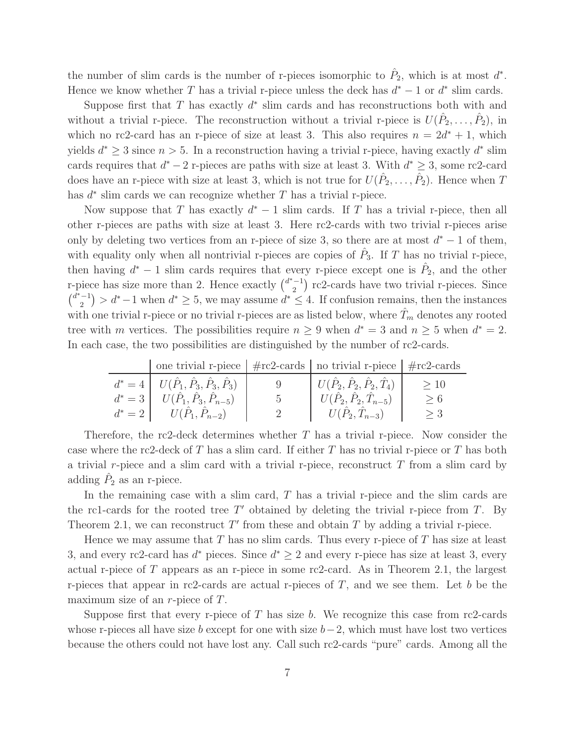the number of slim cards is the number of r-pieces isomorphic to $\hat{P}_2$, which is at most $d^*$. Hence we know whether $T$ has a trivial r-piece unless the deck has $d^*-1$ or $d^*$ slim cards.

Suppose first that $T$ has exactly $d^*$ slim cards and has reconstructions both with and without a trivial r-piece. The reconstruction without a trivial r-piece is $U(\hat{P}_2,\ldots,\hat{P}_2)$, in which no rc2-card has an r-piece of size at least 3. This also requires $n=2d^*+1$, which yields $d^*\ge 3$ since $n>5$. In a reconstruction having a trivial r-piece, having exactly $d^*$ slim cards requires that $d^*-2$ r-pieces are paths with size at least 3. With $d^*\ge 3$, some rc2-card does have an r-piece with size at least 3, which is not true for $U(\hat{P}_2,\ldots,\hat{P}_2)$. Hence when $T$ has $d^*$ slim cards we can recognize whether $T$ has a trivial r-piece.

Now suppose that $T$ has exactly $d^*-1$ slim cards. If $T$ has a trivial r-piece, then all other r-pieces are paths with size at least 3. Here rc2-cards with two trivial r-pieces arise only by deleting two vertices from an r-piece of size 3, so there are at most $d^*-1$ of them, with equality only when all nontrivial r-pieces are copies of $\hat{P}_3$. If $T$ has no trivial r-piece, then having $d^*-1$ slim cards requires that every r-piece except one is $\hat{P}_2$, and the other r-piece has size more than 2. Hence exactly $\binom{d^*-1}{2}$ rc2-cards have two trivial r-pieces. Since $\binom{d^*-1}{2}>d^*-1$ when $d^*\ge 5$, we may assume $d^*\le 4$. If confusion remains, then the instances with one trivial r-piece or no trivial r-pieces are as listed below, where $\hat{T}_m$ denotes any rooted tree with $m$ vertices. The possibilities require $n\ge 9$ when $d^*=3$ and $n\ge 5$ when $d^*=2$. In each case, the two possibilities are distinguished by the number of rc2-cards.

| | one trivial r-piece | #rc2-cards | no trivial r-piece | #rc2-cards |
|---|---|---|---|---|
| $d^*=4$ | $U(\hat{P}_1,\hat{P}_3,\hat{P}_3,\hat{P}_3)$ | 9 | $U(\hat{P}_2,\hat{P}_2,\hat{P}_2,\hat{T}_4)$ | $\ge 10$ |
| $d^*=3$ | $U(\hat{P}_1,\hat{P}_3,\hat{P}_{n-5})$ | 5 | $U(\hat{P}_2,\hat{P}_2,\hat{T}_{n-5})$ | $\ge 6$ |
| $d^*=2$ | $U(\hat{P}_1,\hat{P}_{n-2})$ | 2 | $U(\hat{P}_2,\hat{T}_{n-3})$ | $\ge 3$ |

Therefore, the rc2-deck determines whether $T$ has a trivial r-piece. Now consider the case where the rc2-deck of $T$ has a slim card. If either $T$ has no trivial r-piece or $T$ has both a trivial $r$-piece and a slim card with a trivial r-piece, reconstruct $T$ from a slim card by adding $\hat{P}_2$ as an r-piece.

In the remaining case with a slim card, $T$ has a trivial r-piece and the slim cards are the rc1-cards for the rooted tree $T'$ obtained by deleting the trivial r-piece from $T$. By Theorem 2.1, we can reconstruct $T'$ from these and obtain $T$ by adding a trivial r-piece.

Hence we may assume that $T$ has no slim cards. Thus every r-piece of $T$ has size at least 3, and every rc2-card has $d^*$ pieces. Since $d^*\ge 2$ and every r-piece has size at least 3, every actual r-piece of $T$ appears as an r-piece in some rc2-card. As in Theorem 2.1, the largest r-pieces that appear in rc2-cards are actual r-pieces of $T$, and we see them. Let $b$ be the maximum size of an $r$-piece of $T$.

Suppose first that every r-piece of $T$ has size $b$. We recognize this case from rc2-cards whose r-pieces all have size $b$ except for one with size $b-2$, which must have lost two vertices because the others could not have lost any. Call such rc2-cards "pure" cards. Among all the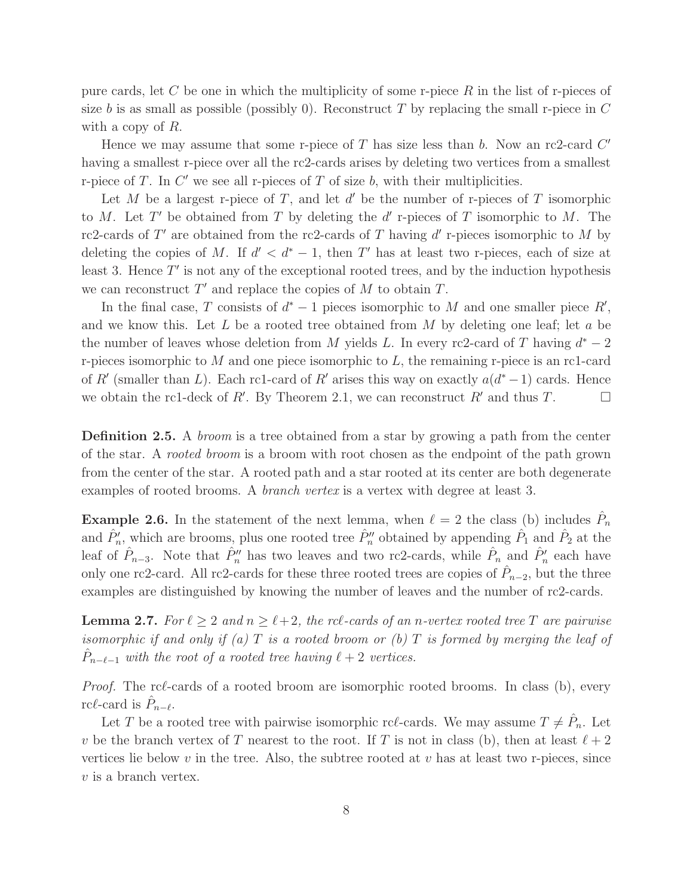pure cards, let $C$ be one in which the multiplicity of some r-piece $R$ in the list of r-pieces of size $b$ is as small as possible (possibly 0). Reconstruct $T$ by replacing the small r-piece in $C$ with a copy of $R$.

Hence we may assume that some r-piece of $T$ has size less than $b$. Now an rc2-card $C'$ having a smallest r-piece over all the rc2-cards arises by deleting two vertices from a smallest r-piece of $T$. In $C'$ we see all r-pieces of $T$ of size $b$, with their multiplicities.

Let $M$ be a largest r-piece of $T$, and let $d'$ be the number of r-pieces of $T$ isomorphic to $M$. Let $T'$ be obtained from $T$ by deleting the $d'$ r-pieces of $T$ isomorphic to $M$. The rc2-cards of $T'$ are obtained from the rc2-cards of $T$ having $d'$ r-pieces isomorphic to $M$ by deleting the copies of $M$. If $d' < d^* - 1$, then $T'$ has at least two r-pieces, each of size at least 3. Hence $T'$ is not any of the exceptional rooted trees, and by the induction hypothesis we can reconstruct $T'$ and replace the copies of $M$ to obtain $T$.

In the final case, $T$ consists of $d^* - 1$ pieces isomorphic to $M$ and one smaller piece $R'$, and we know this. Let $L$ be a rooted tree obtained from $M$ by deleting one leaf; let $a$ be the number of leaves whose deletion from $M$ yields $L$. In every rc2-card of $T$ having $d^* - 2$ r-pieces isomorphic to $M$ and one piece isomorphic to $L$, the remaining r-piece is an rc1-card of $R'$ (smaller than $L$). Each rc1-card of $R'$ arises this way on exactly $a(d^* - 1)$ cards. Hence we obtain the rc1-deck of $R'$. By Theorem 2.1, we can reconstruct $R'$ and thus $T$. □

**Definition 2.5.** A *broom* is a tree obtained from a star by growing a path from the center of the star. A *rooted broom* is a broom with root chosen as the endpoint of the path grown from the center of the star. A rooted path and a star rooted at its center are both degenerate examples of rooted brooms. A *branch vertex* is a vertex with degree at least 3.

**Example 2.6.** In the statement of the next lemma, when $\ell = 2$ the class (b) includes $\hat{P}_n$ and $\hat{P}'_n$, which are brooms, plus one rooted tree $\hat{P}''_n$ obtained by appending $\hat{P}_1$ and $\hat{P}_2$ at the leaf of $\hat{P}_{n-3}$. Note that $\hat{P}''_n$ has two leaves and two rc2-cards, while $\hat{P}_n$ and $\hat{P}'_n$ each have only one rc2-card. All rc2-cards for these three rooted trees are copies of $\hat{P}_{n-2}$, but the three examples are distinguished by knowing the number of leaves and the number of rc2-cards.

**Lemma 2.7.** *For $\ell \geq 2$ and $n \geq \ell + 2$, the rc$\ell$-cards of an $n$-vertex rooted tree $T$ are pairwise isomorphic if and only if (a) $T$ is a rooted broom or (b) $T$ is formed by merging the leaf of $\hat{P}_{n-\ell-1}$ with the root of a rooted tree having $\ell + 2$ vertices.*

*Proof.* The rc$\ell$-cards of a rooted broom are isomorphic rooted brooms. In class (b), every rc$\ell$-card is $\hat{P}_{n-\ell}$.

Let $T$ be a rooted tree with pairwise isomorphic rc$\ell$-cards. We may assume $T \neq \hat{P}_n$. Let $v$ be the branch vertex of $T$ nearest to the root. If $T$ is not in class (b), then at least $\ell + 2$ vertices lie below $v$ in the tree. Also, the subtree rooted at $v$ has at least two r-pieces, since $v$ is a branch vertex.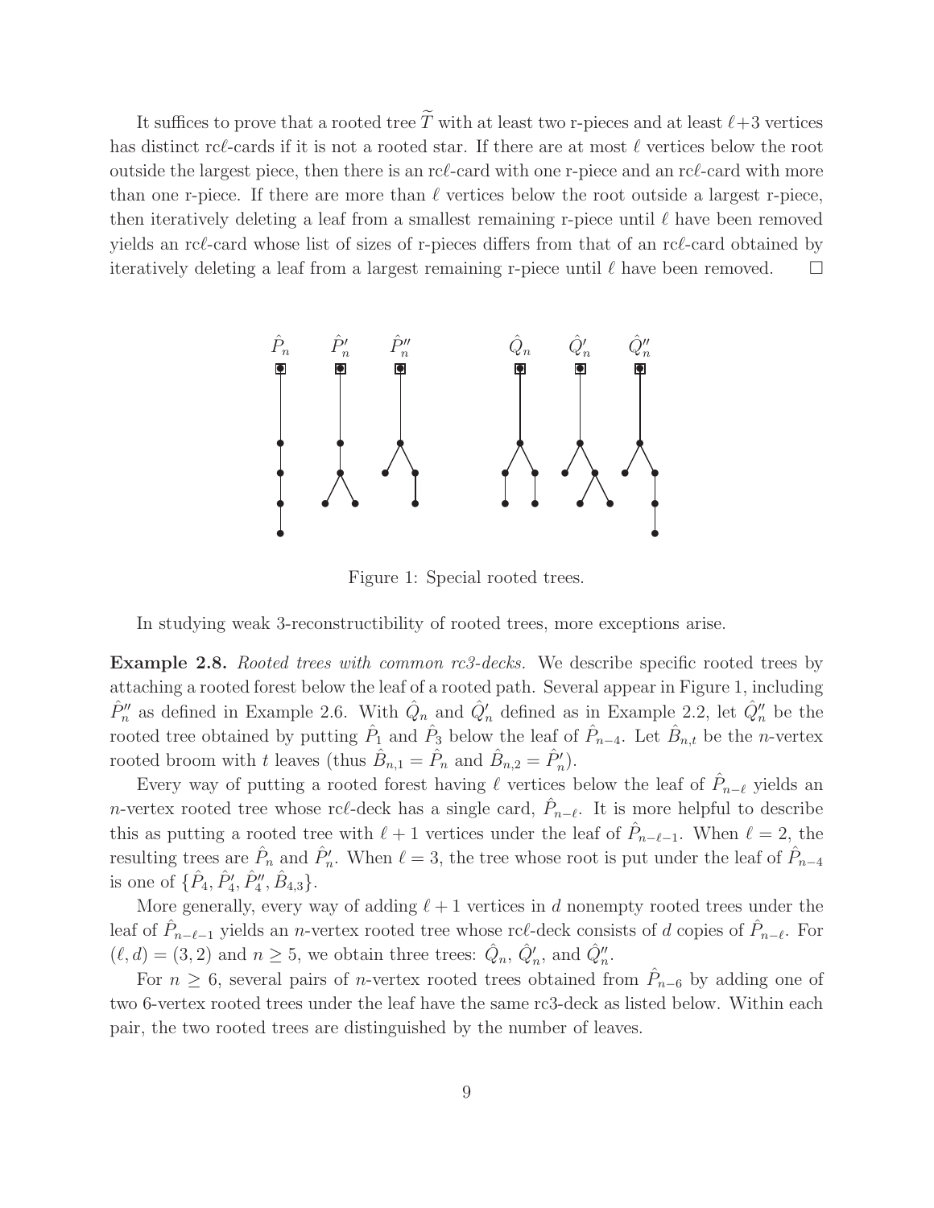It suffices to prove that a rooted tree $\widetilde{T}$ with at least two r-pieces and at least $\ell+3$ vertices has distinct rc$\ell$-cards if it is not a rooted star. If there are at most $\ell$ vertices below the root outside the largest piece, then there is an rc$\ell$-card with one r-piece and an rc$\ell$-card with more than one r-piece. If there are more than $\ell$ vertices below the root outside a largest r-piece, then iteratively deleting a leaf from a smallest remaining r-piece until $\ell$ have been removed yields an rc$\ell$-card whose list of sizes of r-pieces differs from that of an rc$\ell$-card obtained by iteratively deleting a leaf from a largest remaining r-piece until $\ell$ have been removed. $\square$

Figure 1: Special rooted trees.

In studying weak 3-reconstructibility of rooted trees, more exceptions arise.

**Example 2.8.** *Rooted trees with common rc3-decks.* We describe specific rooted trees by attaching a rooted forest below the leaf of a rooted path. Several appear in Figure 1, including $\hat{P}''_n$ as defined in Example 2.6. With $\hat{Q}_n$ and $\hat{Q}'_n$ defined as in Example 2.2, let $\hat{Q}''_n$ be the rooted tree obtained by putting $\hat{P}_1$ and $\hat{P}_3$ below the leaf of $\hat{P}_{n-4}$. Let $\hat{B}_{n,t}$ be the $n$-vertex rooted broom with $t$ leaves (thus $\hat{B}_{n,1} = \hat{P}_n$ and $\hat{B}_{n,2} = \hat{P}'_n$).

Every way of putting a rooted forest having $\ell$ vertices below the leaf of $\hat{P}_{n-\ell}$ yields an $n$-vertex rooted tree whose rc$\ell$-deck has a single card, $\hat{P}_{n-\ell}$. It is more helpful to describe this as putting a rooted tree with $\ell+1$ vertices under the leaf of $\hat{P}_{n-\ell-1}$. When $\ell = 2$, the resulting trees are $\hat{P}_n$ and $\hat{P}'_n$. When $\ell = 3$, the tree whose root is put under the leaf of $\hat{P}_{n-4}$ is one of $\{\hat{P}_4, \hat{P}'_4, \hat{P}''_4, \hat{B}_{4,3}\}$.

More generally, every way of adding $\ell+1$ vertices in $d$ nonempty rooted trees under the leaf of $\hat{P}_{n-\ell-1}$ yields an $n$-vertex rooted tree whose rc$\ell$-deck consists of $d$ copies of $\hat{P}_{n-\ell}$. For $(\ell, d) = (3, 2)$ and $n \geq 5$, we obtain three trees: $\hat{Q}_n$, $\hat{Q}'_n$, and $\hat{Q}''_n$.

For $n \geq 6$, several pairs of $n$-vertex rooted trees obtained from $\hat{P}_{n-6}$ by adding one of two 6-vertex rooted trees under the leaf have the same rc3-deck as listed below. Within each pair, the two rooted trees are distinguished by the number of leaves.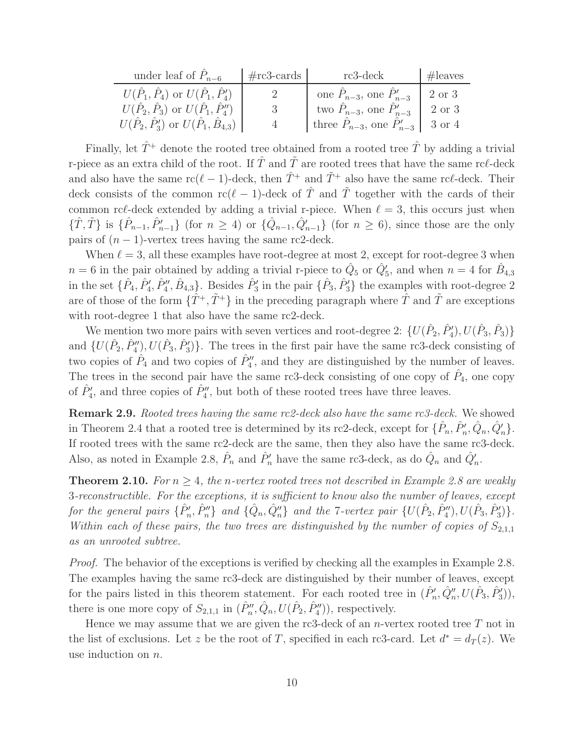| under leaf of $\hat{P}_{n-6}$ | #rc3-cards | rc3-deck | #leaves |
|---|---|---|---|
| $U(\hat{P}_1, \hat{P}_4)$ or $U(\hat{P}_1, \hat{P}'_4)$ | 2 | one $\hat{P}_{n-3}$, one $\hat{P}'_{n-3}$ | 2 or 3 |
| $U(\hat{P}_2, \hat{P}_3)$ or $U(\hat{P}_1, \hat{P}''_4)$ | 3 | two $\hat{P}_{n-3}$, one $\hat{P}'_{n-3}$ | 2 or 3 |
| $U(\hat{P}_2, \hat{P}'_3)$ or $U(\hat{P}_1, \hat{B}_{4,3})$ | 4 | three $\hat{P}_{n-3}$, one $\hat{P}'_{n-3}$ | 3 or 4 |

Finally, let $\hat{T}^+$ denote the rooted tree obtained from a rooted tree $\hat{T}$ by adding a trivial r-piece as an extra child of the root. If $\hat{T}$ and $\tilde{T}$ are rooted trees that have the same rc$\ell$-deck and also have the same rc$(\ell-1)$-deck, then $\hat{T}^+$ and $\tilde{T}^+$ also have the same rc$\ell$-deck. Their deck consists of the common rc$(\ell-1)$-deck of $\hat{T}$ and $\tilde{T}$ together with the cards of their common rc$\ell$-deck extended by adding a trivial r-piece. When $\ell = 3$, this occurs just when $\{\hat{T}, \tilde{T}\}$ is $\{\hat{P}_{n-1}, \hat{P}'_{n-1}\}$ (for $n \geq 4$) or $\{\hat{Q}_{n-1}, \hat{Q}'_{n-1}\}$ (for $n \geq 6$), since those are the only pairs of $(n-1)$-vertex trees having the same rc2-deck.

When $\ell = 3$, all these examples have root-degree at most 2, except for root-degree 3 when $n = 6$ in the pair obtained by adding a trivial r-piece to $\hat{Q}_5$ or $\hat{Q}'_5$, and when $n = 4$ for $\hat{B}_{4,3}$ in the set $\{\hat{P}_4, \hat{P}'_4, \hat{P}''_4, \hat{B}_{4,3}\}$. Besides $\hat{P}'_3$ in the pair $\{\hat{P}_3, \hat{P}'_3\}$ the examples with root-degree 2 are of those of the form $\{\hat{T}^+, \tilde{T}^+\}$ in the preceding paragraph where $\hat{T}$ and $\tilde{T}$ are exceptions with root-degree 1 that also have the same rc2-deck.

We mention two more pairs with seven vertices and root-degree 2: $\{U(\hat{P}_2, \hat{P}'_4), U(\hat{P}_3, \hat{P}_3)\}$ and $\{U(\hat{P}_2, \hat{P}''_4), U(\hat{P}_3, \hat{P}'_3)\}$. The trees in the first pair have the same rc3-deck consisting of two copies of $\hat{P}_4$ and two copies of $\hat{P}''_4$, and they are distinguished by the number of leaves. The trees in the second pair have the same rc3-deck consisting of one copy of $\hat{P}_4$, one copy of $\hat{P}'_4$, and three copies of $\hat{P}''_4$, but both of these rooted trees have three leaves.

**Remark 2.9.** *Rooted trees having the same rc2-deck also have the same rc3-deck.* We showed in Theorem 2.4 that a rooted tree is determined by its rc2-deck, except for $\{\hat{P}_n, \hat{P}'_n, \hat{Q}_n, \hat{Q}'_n\}$. If rooted trees with the same rc2-deck are the same, then they also have the same rc3-deck. Also, as noted in Example 2.8, $\hat{P}_n$ and $\hat{P}'_n$ have the same rc3-deck, as do $\hat{Q}_n$ and $\hat{Q}'_n$.

**Theorem 2.10.** *For $n \geq 4$, the $n$-vertex rooted trees not described in Example 2.8 are weakly 3-reconstructible. For the exceptions, it is sufficient to know also the number of leaves, except for the general pairs $\{\hat{P}'_n, \hat{P}''_n\}$ and $\{\hat{Q}_n, \hat{Q}''_n\}$ and the 7-vertex pair $\{U(\hat{P}_2, \hat{P}''_4), U(\hat{P}_3, \hat{P}'_3)\}$. Within each of these pairs, the two trees are distinguished by the number of copies of $S_{2,1,1}$ as an unrooted subtree.*

*Proof.* The behavior of the exceptions is verified by checking all the examples in Example 2.8. The examples having the same rc3-deck are distinguished by their number of leaves, except for the pairs listed in this theorem statement. For each rooted tree in $(\hat{P}'_n, \hat{Q}''_n, U(\hat{P}_3, \hat{P}'_3))$, there is one more copy of $S_{2,1,1}$ in $(\hat{P}''_n, \hat{Q}_n, U(\hat{P}_2, \hat{P}''_4))$, respectively.

Hence we may assume that we are given the rc3-deck of an $n$-vertex rooted tree $T$ not in the list of exclusions. Let $z$ be the root of $T$, specified in each rc3-card. Let $d^* = d_T(z)$. We use induction on $n$.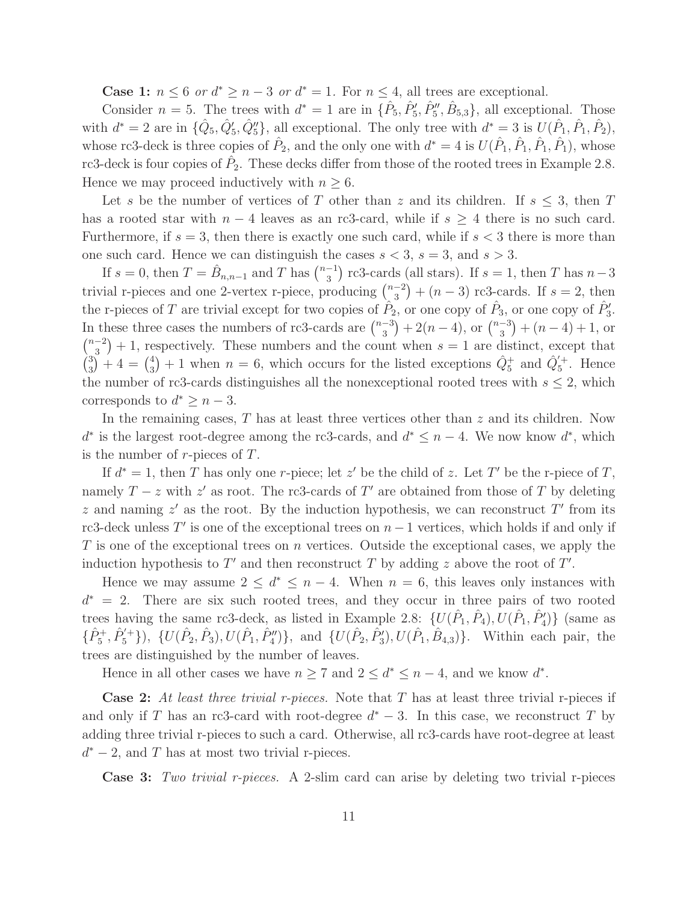**Case 1:** *$n \le 6$ or $d^* \ge n-3$ or $d^* = 1$.* For $n \le 4$, all trees are exceptional.

Consider $n = 5$. The trees with $d^* = 1$ are in $\{\hat{P}_5, \hat{P}_5', \hat{P}_5'', \hat{B}_{5,3}\}$, all exceptional. Those with $d^* = 2$ are in $\{\hat{Q}_5, \hat{Q}_5', \hat{Q}_5''\}$, all exceptional. The only tree with $d^* = 3$ is $U(\hat{P}_1, \hat{P}_1, \hat{P}_2)$, whose rc3-deck is three copies of $\hat{P}_2$, and the only one with $d^* = 4$ is $U(\hat{P}_1, \hat{P}_1, \hat{P}_1, \hat{P}_1)$, whose rc3-deck is four copies of $\hat{P}_2$. These decks differ from those of the rooted trees in Example 2.8. Hence we may proceed inductively with $n \ge 6$.

Let $s$ be the number of vertices of $T$ other than $z$ and its children. If $s \le 3$, then $T$ has a rooted star with $n-4$ leaves as an rc3-card, while if $s \ge 4$ there is no such card. Furthermore, if $s = 3$, then there is exactly one such card, while if $s < 3$ there is more than one such card. Hence we can distinguish the cases $s < 3$, $s = 3$, and $s > 3$.

If $s = 0$, then $T = \hat{B}_{n,n-1}$ and $T$ has $\binom{n-1}{3}$ rc3-cards (all stars). If $s = 1$, then $T$ has $n-3$ trivial r-pieces and one 2-vertex r-piece, producing $\binom{n-2}{3} + (n-3)$ rc3-cards. If $s = 2$, then the r-pieces of $T$ are trivial except for two copies of $\hat{P}_2$, or one copy of $\hat{P}_3$, or one copy of $\hat{P}_3'$. In these three cases the numbers of rc3-cards are $\binom{n-3}{3} + 2(n-4)$, or $\binom{n-3}{3} + (n-4) + 1$, or $\binom{n-2}{3} + 1$, respectively. These numbers and the count when $s = 1$ are distinct, except that $\binom{3}{3} + 4 = \binom{4}{3} + 1$ when $n = 6$, which occurs for the listed exceptions $\hat{Q}_5^+$ and $\hat{Q}_5'^+$. Hence the number of rc3-cards distinguishes all the nonexceptional rooted trees with $s \le 2$, which corresponds to $d^* \ge n-3$.

In the remaining cases, $T$ has at least three vertices other than $z$ and its children. Now $d^*$ is the largest root-degree among the rc3-cards, and $d^* \le n-4$. We now know $d^*$, which is the number of $r$-pieces of $T$.

If $d^* = 1$, then $T$ has only one $r$-piece; let $z'$ be the child of $z$. Let $T'$ be the r-piece of $T$, namely $T - z$ with $z'$ as root. The rc3-cards of $T'$ are obtained from those of $T$ by deleting $z$ and naming $z'$ as the root. By the induction hypothesis, we can reconstruct $T'$ from its rc3-deck unless $T'$ is one of the exceptional trees on $n-1$ vertices, which holds if and only if $T$ is one of the exceptional trees on $n$ vertices. Outside the exceptional cases, we apply the induction hypothesis to $T'$ and then reconstruct $T$ by adding $z$ above the root of $T'$.

Hence we may assume $2 \le d^* \le n-4$. When $n = 6$, this leaves only instances with $d^* = 2$. There are six such rooted trees, and they occur in three pairs of two rooted trees having the same rc3-deck, as listed in Example 2.8: $\{U(\hat{P}_1, \hat{P}_4), U(\hat{P}_1, \hat{P}_4')\}$ (same as $\{\hat{P}_5^+, \hat{P}_5'^+\}$), $\{U(\hat{P}_2, \hat{P}_3), U(\hat{P}_1, \hat{P}_4'')\}$, and $\{U(\hat{P}_2, \hat{P}_3'), U(\hat{P}_1, \hat{B}_{4,3})\}$. Within each pair, the trees are distinguished by the number of leaves.

Hence in all other cases we have $n \ge 7$ and $2 \le d^* \le n-4$, and we know $d^*$.

**Case 2:** *At least three trivial r-pieces.* Note that $T$ has at least three trivial r-pieces if and only if $T$ has an rc3-card with root-degree $d^* - 3$. In this case, we reconstruct $T$ by adding three trivial r-pieces to such a card. Otherwise, all rc3-cards have root-degree at least $d^* - 2$, and $T$ has at most two trivial r-pieces.

**Case 3:** *Two trivial r-pieces.* A 2-slim card can arise by deleting two trivial r-pieces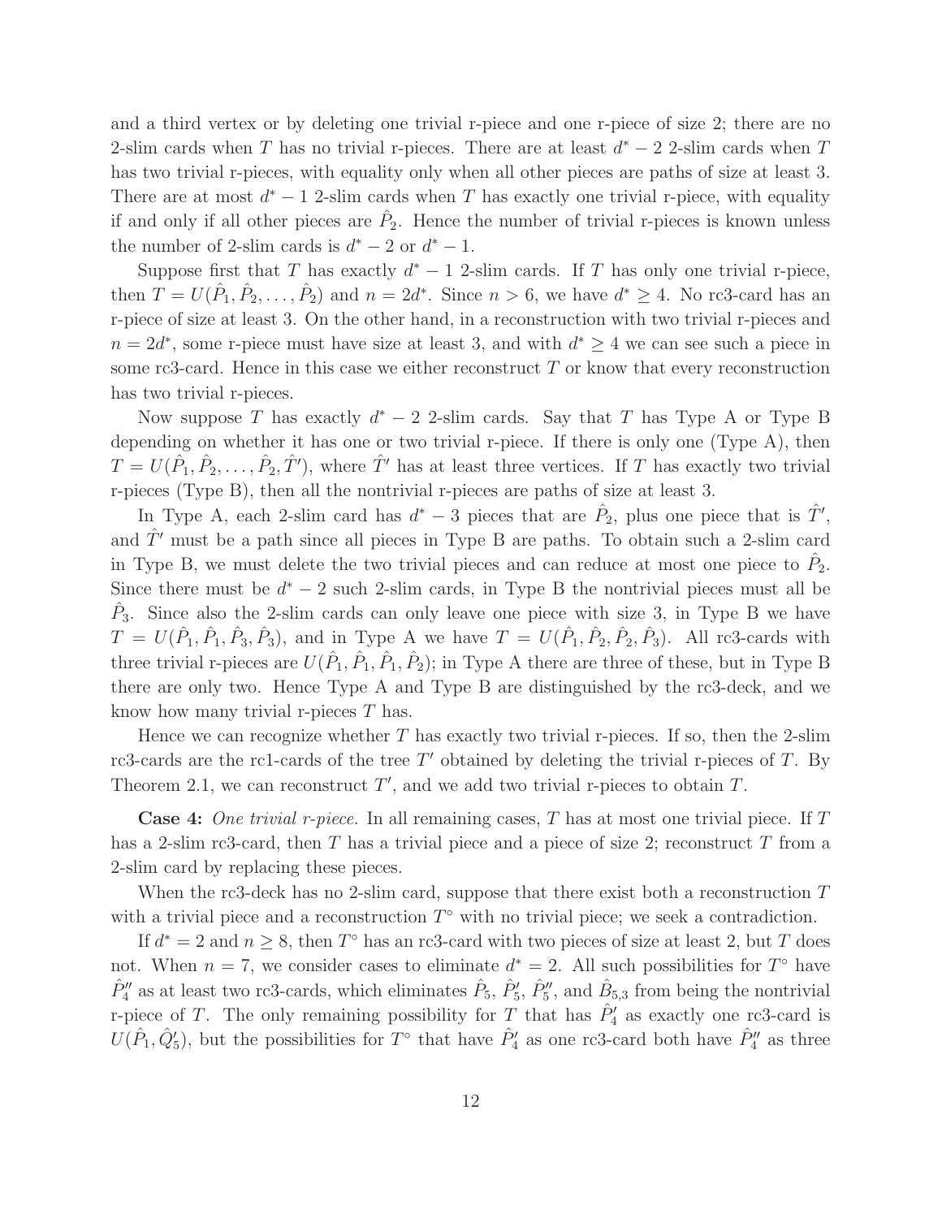and a third vertex or by deleting one trivial r-piece and one r-piece of size 2; there are no 2-slim cards when $T$ has no trivial r-pieces. There are at least $d^* - 2$ 2-slim cards when $T$ has two trivial r-pieces, with equality only when all other pieces are paths of size at least 3. There are at most $d^* - 1$ 2-slim cards when $T$ has exactly one trivial r-piece, with equality if and only if all other pieces are $\hat{P}_2$. Hence the number of trivial r-pieces is known unless the number of 2-slim cards is $d^* - 2$ or $d^* - 1$.

Suppose first that $T$ has exactly $d^* - 1$ 2-slim cards. If $T$ has only one trivial r-piece, then $T = U(\hat{P}_1, \hat{P}_2, \ldots, \hat{P}_2)$ and $n = 2d^*$. Since $n > 6$, we have $d^* \geq 4$. No rc3-card has an r-piece of size at least 3. On the other hand, in a reconstruction with two trivial r-pieces and $n = 2d^*$, some r-piece must have size at least 3, and with $d^* \geq 4$ we can see such a piece in some rc3-card. Hence in this case we either reconstruct $T$ or know that every reconstruction has two trivial r-pieces.

Now suppose $T$ has exactly $d^* - 2$ 2-slim cards. Say that $T$ has Type A or Type B depending on whether it has one or two trivial r-piece. If there is only one (Type A), then $T = U(\hat{P}_1, \hat{P}_2, \ldots, \hat{P}_2, \hat{T}')$, where $\hat{T}'$ has at least three vertices. If $T$ has exactly two trivial r-pieces (Type B), then all the nontrivial r-pieces are paths of size at least 3.

In Type A, each 2-slim card has $d^* - 3$ pieces that are $\hat{P}_2$, plus one piece that is $\hat{T}'$, and $\hat{T}'$ must be a path since all pieces in Type B are paths. To obtain such a 2-slim card in Type B, we must delete the two trivial pieces and can reduce at most one piece to $\hat{P}_2$. Since there must be $d^* - 2$ such 2-slim cards, in Type B the nontrivial pieces must all be $\hat{P}_3$. Since also the 2-slim cards can only leave one piece with size 3, in Type B we have $T = U(\hat{P}_1, \hat{P}_1, \hat{P}_3, \hat{P}_3)$, and in Type A we have $T = U(\hat{P}_1, \hat{P}_2, \hat{P}_2, \hat{P}_3)$. All rc3-cards with three trivial r-pieces are $U(\hat{P}_1, \hat{P}_1, \hat{P}_1, \hat{P}_2)$; in Type A there are three of these, but in Type B there are only two. Hence Type A and Type B are distinguished by the rc3-deck, and we know how many trivial r-pieces $T$ has.

Hence we can recognize whether $T$ has exactly two trivial r-pieces. If so, then the 2-slim rc3-cards are the rc1-cards of the tree $T'$ obtained by deleting the trivial r-pieces of $T$. By Theorem 2.1, we can reconstruct $T'$, and we add two trivial r-pieces to obtain $T$.

**Case 4:** *One trivial r-piece.* In all remaining cases, $T$ has at most one trivial piece. If $T$ has a 2-slim rc3-card, then $T$ has a trivial piece and a piece of size 2; reconstruct $T$ from a 2-slim card by replacing these pieces.

When the rc3-deck has no 2-slim card, suppose that there exist both a reconstruction $T$ with a trivial piece and a reconstruction $T^\circ$ with no trivial piece; we seek a contradiction.

If $d^* = 2$ and $n \geq 8$, then $T^\circ$ has an rc3-card with two pieces of size at least 2, but $T$ does not. When $n = 7$, we consider cases to eliminate $d^* = 2$. All such possibilities for $T^\circ$ have $\hat{P}_4''$ as at least two rc3-cards, which eliminates $\hat{P}_5$, $\hat{P}_5'$, $\hat{P}_5''$, and $\hat{B}_{5,3}$ from being the nontrivial r-piece of $T$. The only remaining possibility for $T$ that has $\hat{P}_4'$ as exactly one rc3-card is $U(\hat{P}_1, \hat{Q}_5')$, but the possibilities for $T^\circ$ that have $\hat{P}_4'$ as one rc3-card both have $\hat{P}_4''$ as three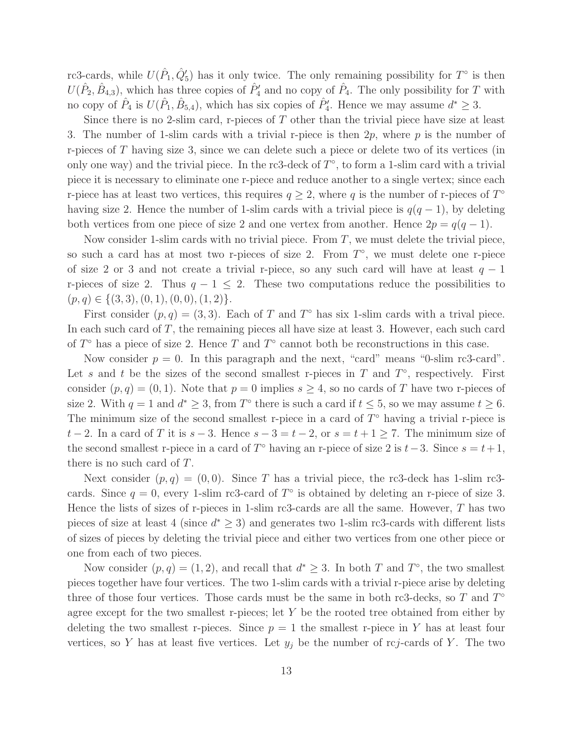rc3-cards, while $U(\hat{P}_1, \hat{Q}_5')$ has it only twice. The only remaining possibility for $T^\circ$ is then $U(\hat{P}_2, \hat{B}_{4,3})$, which has three copies of $\hat{P}_4'$ and no copy of $\hat{P}_4$. The only possibility for $T$ with no copy of $\hat{P}_4$ is $U(\hat{P}_1, \hat{B}_{5,4})$, which has six copies of $\hat{P}_4'$. Hence we may assume $d^* \geq 3$.

Since there is no 2-slim card, r-pieces of $T$ other than the trivial piece have size at least 3. The number of 1-slim cards with a trivial r-piece is then $2p$, where $p$ is the number of r-pieces of $T$ having size 3, since we can delete such a piece or delete two of its vertices (in only one way) and the trivial piece. In the rc3-deck of $T^\circ$, to form a 1-slim card with a trivial piece it is necessary to eliminate one r-piece and reduce another to a single vertex; since each r-piece has at least two vertices, this requires $q \geq 2$, where $q$ is the number of r-pieces of $T^\circ$ having size 2. Hence the number of 1-slim cards with a trivial piece is $q(q-1)$, by deleting both vertices from one piece of size 2 and one vertex from another. Hence $2p = q(q-1)$.

Now consider 1-slim cards with no trivial piece. From $T$, we must delete the trivial piece, so such a card has at most two r-pieces of size 2. From $T^\circ$, we must delete one r-piece of size 2 or 3 and not create a trivial r-piece, so any such card will have at least $q-1$ r-pieces of size 2. Thus $q - 1 \leq 2$. These two computations reduce the possibilities to $(p, q) \in \{(3, 3), (0, 1), (0, 0), (1, 2)\}$.

First consider $(p, q) = (3, 3)$. Each of $T$ and $T^\circ$ has six 1-slim cards with a trival piece. In each such card of $T$, the remaining pieces all have size at least 3. However, each such card of $T^\circ$ has a piece of size 2. Hence $T$ and $T^\circ$ cannot both be reconstructions in this case.

Now consider $p = 0$. In this paragraph and the next, "card" means "0-slim rc3-card". Let $s$ and $t$ be the sizes of the second smallest r-pieces in $T$ and $T^\circ$, respectively. First consider $(p, q) = (0, 1)$. Note that $p = 0$ implies $s \geq 4$, so no cards of $T$ have two r-pieces of size 2. With $q = 1$ and $d^* \geq 3$, from $T^\circ$ there is such a card if $t \leq 5$, so we may assume $t \geq 6$. The minimum size of the second smallest r-piece in a card of $T^\circ$ having a trivial r-piece is $t-2$. In a card of $T$ it is $s-3$. Hence $s-3 = t-2$, or $s = t+1 \geq 7$. The minimum size of the second smallest r-piece in a card of $T^\circ$ having an r-piece of size 2 is $t-3$. Since $s = t+1$, there is no such card of $T$.

Next consider $(p, q) = (0, 0)$. Since $T$ has a trivial piece, the rc3-deck has 1-slim rc3-cards. Since $q = 0$, every 1-slim rc3-card of $T^\circ$ is obtained by deleting an r-piece of size 3. Hence the lists of sizes of r-pieces in 1-slim rc3-cards are all the same. However, $T$ has two pieces of size at least 4 (since $d^* \geq 3$) and generates two 1-slim rc3-cards with different lists of sizes of pieces by deleting the trivial piece and either two vertices from one other piece or one from each of two pieces.

Now consider $(p, q) = (1, 2)$, and recall that $d^* \geq 3$. In both $T$ and $T^\circ$, the two smallest pieces together have four vertices. The two 1-slim cards with a trivial r-piece arise by deleting three of those four vertices. Those cards must be the same in both rc3-decks, so $T$ and $T^\circ$ agree except for the two smallest r-pieces; let $Y$ be the rooted tree obtained from either by deleting the two smallest r-pieces. Since $p = 1$ the smallest r-piece in $Y$ has at least four vertices, so $Y$ has at least five vertices. Let $y_j$ be the number of rc$j$-cards of $Y$. The two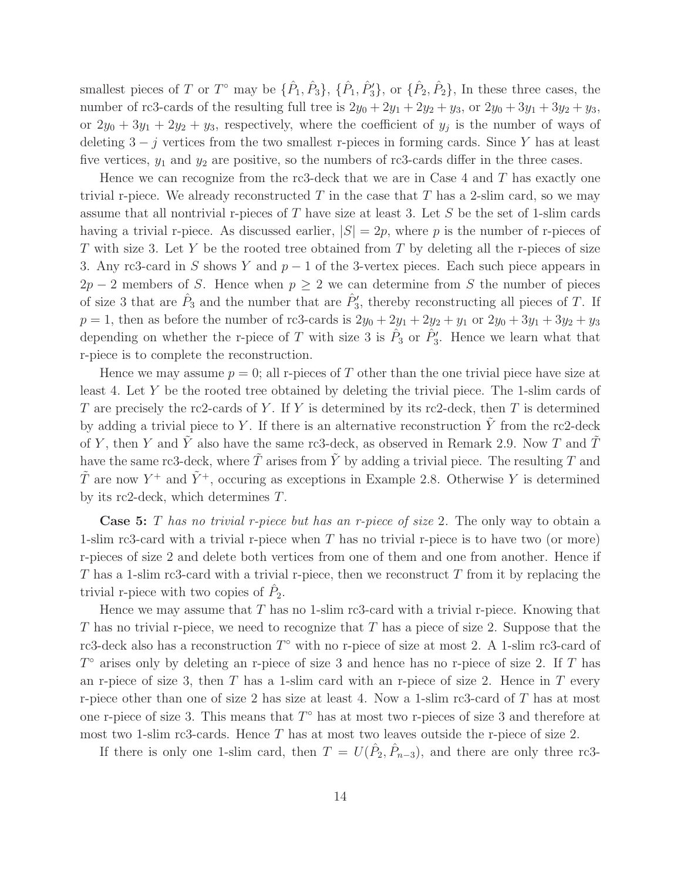smallest pieces of $T$ or $T^\circ$ may be $\{\hat{P}_1, \hat{P}_3\}$, $\{\hat{P}_1, \hat{P}_3'\}$, or $\{\hat{P}_2, \hat{P}_2\}$, In these three cases, the number of rc3-cards of the resulting full tree is $2y_0 + 2y_1 + 2y_2 + y_3$, or $2y_0 + 3y_1 + 3y_2 + y_3$, or $2y_0 + 3y_1 + 2y_2 + y_3$, respectively, where the coefficient of $y_j$ is the number of ways of deleting $3 - j$ vertices from the two smallest r-pieces in forming cards. Since $Y$ has at least five vertices, $y_1$ and $y_2$ are positive, so the numbers of rc3-cards differ in the three cases.

Hence we can recognize from the rc3-deck that we are in Case 4 and $T$ has exactly one trivial r-piece. We already reconstructed $T$ in the case that $T$ has a 2-slim card, so we may assume that all nontrivial r-pieces of $T$ have size at least 3. Let $S$ be the set of 1-slim cards having a trivial r-piece. As discussed earlier, $|S| = 2p$, where $p$ is the number of r-pieces of $T$ with size 3. Let $Y$ be the rooted tree obtained from $T$ by deleting all the r-pieces of size 3. Any rc3-card in $S$ shows $Y$ and $p - 1$ of the 3-vertex pieces. Each such piece appears in $2p - 2$ members of $S$. Hence when $p \geq 2$ we can determine from $S$ the number of pieces of size 3 that are $\hat{P}_3$ and the number that are $\hat{P}_3'$, thereby reconstructing all pieces of $T$. If $p = 1$, then as before the number of rc3-cards is $2y_0 + 2y_1 + 2y_2 + y_1$ or $2y_0 + 3y_1 + 3y_2 + y_3$ depending on whether the r-piece of $T$ with size 3 is $\hat{P}_3$ or $\hat{P}_3'$. Hence we learn what that r-piece is to complete the reconstruction.

Hence we may assume $p = 0$; all r-pieces of $T$ other than the one trivial piece have size at least 4. Let $Y$ be the rooted tree obtained by deleting the trivial piece. The 1-slim cards of $T$ are precisely the rc2-cards of $Y$. If $Y$ is determined by its rc2-deck, then $T$ is determined by adding a trivial piece to $Y$. If there is an alternative reconstruction $\tilde{Y}$ from the rc2-deck of $Y$, then $Y$ and $\tilde{Y}$ also have the same rc3-deck, as observed in Remark 2.9. Now $T$ and $\tilde{T}$ have the same rc3-deck, where $\tilde{T}$ arises from $\tilde{Y}$ by adding a trivial piece. The resulting $T$ and $\tilde{T}$ are now $Y^+$ and $\tilde{Y}^+$, occuring as exceptions in Example 2.8. Otherwise $Y$ is determined by its rc2-deck, which determines $T$.

**Case 5:** *$T$ has no trivial r-piece but has an r-piece of size* 2. The only way to obtain a 1-slim rc3-card with a trivial r-piece when $T$ has no trivial r-piece is to have two (or more) r-pieces of size 2 and delete both vertices from one of them and one from another. Hence if $T$ has a 1-slim rc3-card with a trivial r-piece, then we reconstruct $T$ from it by replacing the trivial r-piece with two copies of $\hat{P}_2$.

Hence we may assume that $T$ has no 1-slim rc3-card with a trivial r-piece. Knowing that $T$ has no trivial r-piece, we need to recognize that $T$ has a piece of size 2. Suppose that the rc3-deck also has a reconstruction $T^\circ$ with no r-piece of size at most 2. A 1-slim rc3-card of $T^\circ$ arises only by deleting an r-piece of size 3 and hence has no r-piece of size 2. If $T$ has an r-piece of size 3, then $T$ has a 1-slim card with an r-piece of size 2. Hence in $T$ every r-piece other than one of size 2 has size at least 4. Now a 1-slim rc3-card of $T$ has at most one r-piece of size 3. This means that $T^\circ$ has at most two r-pieces of size 3 and therefore at most two 1-slim rc3-cards. Hence $T$ has at most two leaves outside the r-piece of size 2.

If there is only one 1-slim card, then $T = U(\hat{P}_2, \hat{P}_{n-3})$, and there are only three rc3-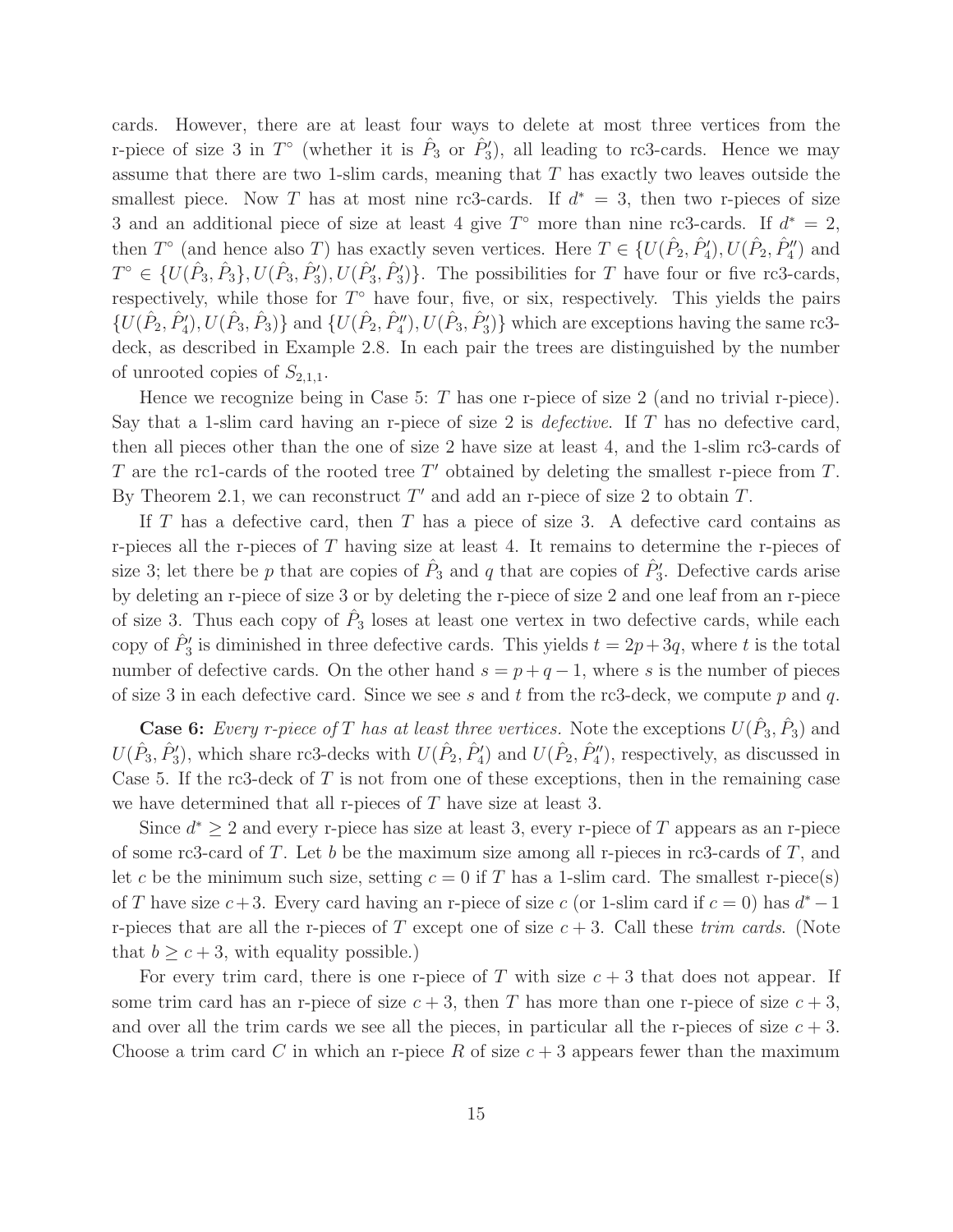cards. However, there are at least four ways to delete at most three vertices from the r-piece of size 3 in $T^\circ$ (whether it is $\hat{P}_3$ or $\hat{P}_3'$), all leading to rc3-cards. Hence we may assume that there are two 1-slim cards, meaning that $T$ has exactly two leaves outside the smallest piece. Now $T$ has at most nine rc3-cards. If $d^* = 3$, then two r-pieces of size 3 and an additional piece of size at least 4 give $T^\circ$ more than nine rc3-cards. If $d^* = 2$, then $T^\circ$ (and hence also $T$) has exactly seven vertices. Here $T \in \{U(\hat{P}_2, \hat{P}_4'), U(\hat{P}_2, \hat{P}_4'')$ and $T^\circ \in \{U(\hat{P}_3, \hat{P}_3\}, U(\hat{P}_3, \hat{P}_3'), U(\hat{P}_3', \hat{P}_3')\}$. The possibilities for $T$ have four or five rc3-cards, respectively, while those for $T^\circ$ have four, five, or six, respectively. This yields the pairs $\{U(\hat{P}_2, \hat{P}_4'), U(\hat{P}_3, \hat{P}_3)\}$ and $\{U(\hat{P}_2, \hat{P}_4''), U(\hat{P}_3, \hat{P}_3')\}$ which are exceptions having the same rc3-deck, as described in Example 2.8. In each pair the trees are distinguished by the number of unrooted copies of $S_{2,1,1}$.

Hence we recognize being in Case 5: $T$ has one r-piece of size 2 (and no trivial r-piece). Say that a 1-slim card having an r-piece of size 2 is *defective*. If $T$ has no defective card, then all pieces other than the one of size 2 have size at least 4, and the 1-slim rc3-cards of $T$ are the rc1-cards of the rooted tree $T'$ obtained by deleting the smallest r-piece from $T$. By Theorem 2.1, we can reconstruct $T'$ and add an r-piece of size 2 to obtain $T$.

If $T$ has a defective card, then $T$ has a piece of size 3. A defective card contains as r-pieces all the r-pieces of $T$ having size at least 4. It remains to determine the r-pieces of size 3; let there be $p$ that are copies of $\hat{P}_3$ and $q$ that are copies of $\hat{P}_3'$. Defective cards arise by deleting an r-piece of size 3 or by deleting the r-piece of size 2 and one leaf from an r-piece of size 3. Thus each copy of $\hat{P}_3$ loses at least one vertex in two defective cards, while each copy of $\hat{P}_3'$ is diminished in three defective cards. This yields $t = 2p + 3q$, where $t$ is the total number of defective cards. On the other hand $s = p + q - 1$, where $s$ is the number of pieces of size 3 in each defective card. Since we see $s$ and $t$ from the rc3-deck, we compute $p$ and $q$.

**Case 6:** *Every r-piece of $T$ has at least three vertices.* Note the exceptions $U(\hat{P}_3, \hat{P}_3)$ and $U(\hat{P}_3, \hat{P}_3')$, which share rc3-decks with $U(\hat{P}_2, \hat{P}_4')$ and $U(\hat{P}_2, \hat{P}_4'')$, respectively, as discussed in Case 5. If the rc3-deck of $T$ is not from one of these exceptions, then in the remaining case we have determined that all r-pieces of $T$ have size at least 3.

Since $d^* \geq 2$ and every r-piece has size at least 3, every r-piece of $T$ appears as an r-piece of some rc3-card of $T$. Let $b$ be the maximum size among all r-pieces in rc3-cards of $T$, and let $c$ be the minimum such size, setting $c = 0$ if $T$ has a 1-slim card. The smallest r-piece(s) of $T$ have size $c+3$. Every card having an r-piece of size $c$ (or 1-slim card if $c = 0$) has $d^* - 1$ r-pieces that are all the r-pieces of $T$ except one of size $c + 3$. Call these *trim cards*. (Note that $b \geq c + 3$, with equality possible.)

For every trim card, there is one r-piece of $T$ with size $c + 3$ that does not appear. If some trim card has an r-piece of size $c + 3$, then $T$ has more than one r-piece of size $c + 3$, and over all the trim cards we see all the pieces, in particular all the r-pieces of size $c + 3$. Choose a trim card $C$ in which an r-piece $R$ of size $c + 3$ appears fewer than the maximum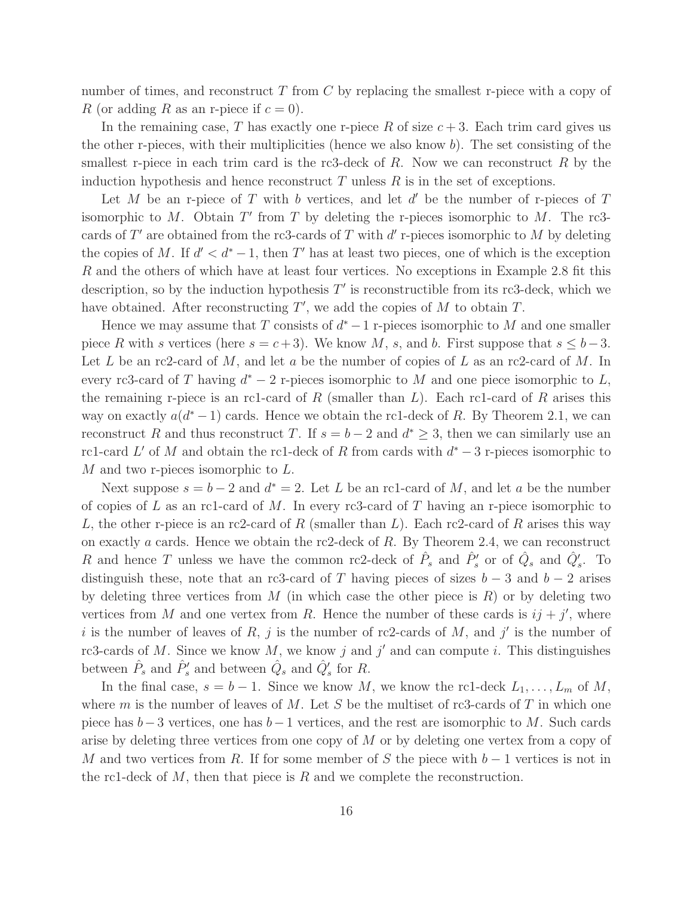number of times, and reconstruct $T$ from $C$ by replacing the smallest r-piece with a copy of $R$ (or adding $R$ as an r-piece if $c = 0$).

In the remaining case, $T$ has exactly one r-piece $R$ of size $c+3$. Each trim card gives us the other r-pieces, with their multiplicities (hence we also know $b$). The set consisting of the smallest r-piece in each trim card is the rc3-deck of $R$. Now we can reconstruct $R$ by the induction hypothesis and hence reconstruct $T$ unless $R$ is in the set of exceptions.

Let $M$ be an r-piece of $T$ with $b$ vertices, and let $d'$ be the number of r-pieces of $T$ isomorphic to $M$. Obtain $T'$ from $T$ by deleting the r-pieces isomorphic to $M$. The rc3-cards of $T'$ are obtained from the rc3-cards of $T$ with $d'$ r-pieces isomorphic to $M$ by deleting the copies of $M$. If $d' < d^* - 1$, then $T'$ has at least two pieces, one of which is the exception $R$ and the others of which have at least four vertices. No exceptions in Example 2.8 fit this description, so by the induction hypothesis $T'$ is reconstructible from its rc3-deck, which we have obtained. After reconstructing $T'$, we add the copies of $M$ to obtain $T$.

Hence we may assume that $T$ consists of $d^* - 1$ r-pieces isomorphic to $M$ and one smaller piece $R$ with $s$ vertices (here $s = c+3$). We know $M$, $s$, and $b$. First suppose that $s \le b-3$. Let $L$ be an rc2-card of $M$, and let $a$ be the number of copies of $L$ as an rc2-card of $M$. In every rc3-card of $T$ having $d^* - 2$ r-pieces isomorphic to $M$ and one piece isomorphic to $L$, the remaining r-piece is an rc1-card of $R$ (smaller than $L$). Each rc1-card of $R$ arises this way on exactly $a(d^* - 1)$ cards. Hence we obtain the rc1-deck of $R$. By Theorem 2.1, we can reconstruct $R$ and thus reconstruct $T$. If $s = b-2$ and $d^* \ge 3$, then we can similarly use an rc1-card $L'$ of $M$ and obtain the rc1-deck of $R$ from cards with $d^* - 3$ r-pieces isomorphic to $M$ and two r-pieces isomorphic to $L$.

Next suppose $s = b-2$ and $d^* = 2$. Let $L$ be an rc1-card of $M$, and let $a$ be the number of copies of $L$ as an rc1-card of $M$. In every rc3-card of $T$ having an r-piece isomorphic to $L$, the other r-piece is an rc2-card of $R$ (smaller than $L$). Each rc2-card of $R$ arises this way on exactly $a$ cards. Hence we obtain the rc2-deck of $R$. By Theorem 2.4, we can reconstruct $R$ and hence $T$ unless we have the common rc2-deck of $\hat{P}_s$ and $\hat{P}'_s$ or of $\hat{Q}_s$ and $\hat{Q}'_s$. To distinguish these, note that an rc3-card of $T$ having pieces of sizes $b-3$ and $b-2$ arises by deleting three vertices from $M$ (in which case the other piece is $R$) or by deleting two vertices from $M$ and one vertex from $R$. Hence the number of these cards is $ij + j'$, where $i$ is the number of leaves of $R$, $j$ is the number of rc2-cards of $M$, and $j'$ is the number of rc3-cards of $M$. Since we know $M$, we know $j$ and $j'$ and can compute $i$. This distinguishes between $\hat{P}_s$ and $\hat{P}'_s$ and between $\hat{Q}_s$ and $\hat{Q}'_s$ for $R$.

In the final case, $s = b-1$. Since we know $M$, we know the rc1-deck $L_1, \ldots, L_m$ of $M$, where $m$ is the number of leaves of $M$. Let $S$ be the multiset of rc3-cards of $T$ in which one piece has $b-3$ vertices, one has $b-1$ vertices, and the rest are isomorphic to $M$. Such cards arise by deleting three vertices from one copy of $M$ or by deleting one vertex from a copy of $M$ and two vertices from $R$. If for some member of $S$ the piece with $b-1$ vertices is not in the rc1-deck of $M$, then that piece is $R$ and we complete the reconstruction.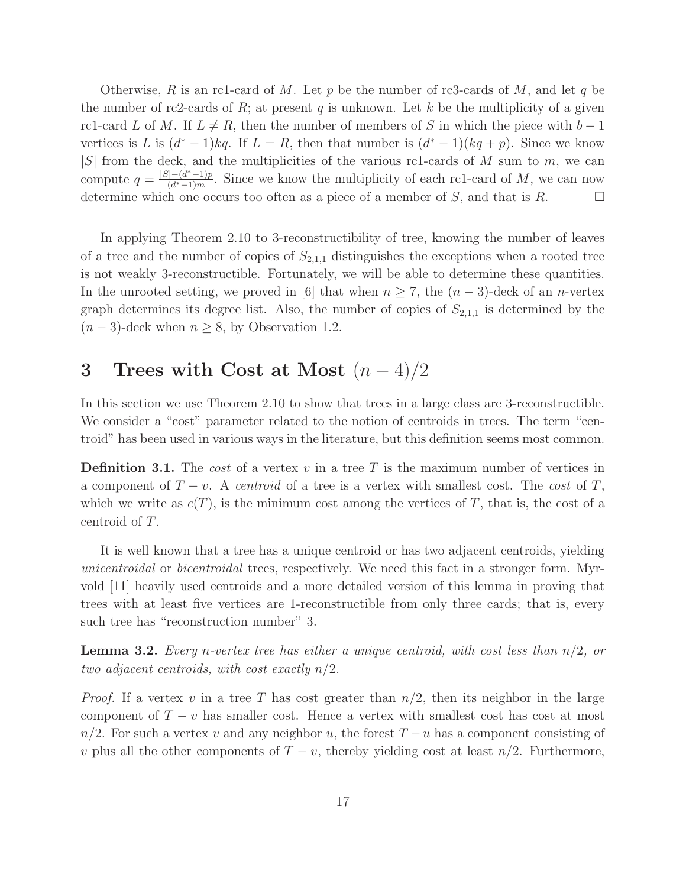Otherwise, $R$ is an rc1-card of $M$. Let $p$ be the number of rc3-cards of $M$, and let $q$ be the number of rc2-cards of $R$; at present $q$ is unknown. Let $k$ be the multiplicity of a given rc1-card $L$ of $M$. If $L \neq R$, then the number of members of $S$ in which the piece with $b-1$ vertices is $L$ is $(d^*-1)kq$. If $L = R$, then that number is $(d^*-1)(kq+p)$. Since we know $|S|$ from the deck, and the multiplicities of the various rc1-cards of $M$ sum to $m$, we can compute $q = \frac{|S|-(d^*-1)p}{(d^*-1)m}$. Since we know the multiplicity of each rc1-card of $M$, we can now determine which one occurs too often as a piece of a member of $S$, and that is $R$. $\square$

In applying Theorem 2.10 to 3-reconstructibility of tree, knowing the number of leaves of a tree and the number of copies of $S_{2,1,1}$ distinguishes the exceptions when a rooted tree is not weakly 3-reconstructible. Fortunately, we will be able to determine these quantities. In the unrooted setting, we proved in [6] that when $n \geq 7$, the $(n-3)$-deck of an $n$-vertex graph determines its degree list. Also, the number of copies of $S_{2,1,1}$ is determined by the $(n-3)$-deck when $n \geq 8$, by Observation 1.2.

# 3 Trees with Cost at Most $(n-4)/2$

In this section we use Theorem 2.10 to show that trees in a large class are 3-reconstructible. We consider a "cost" parameter related to the notion of centroids in trees. The term "centroid" has been used in various ways in the literature, but this definition seems most common.

**Definition 3.1.** The *cost* of a vertex $v$ in a tree $T$ is the maximum number of vertices in a component of $T - v$. A *centroid* of a tree is a vertex with smallest cost. The *cost* of $T$, which we write as $c(T)$, is the minimum cost among the vertices of $T$, that is, the cost of a centroid of $T$.

It is well known that a tree has a unique centroid or has two adjacent centroids, yielding *unicentroidal* or *bicentroidal* trees, respectively. We need this fact in a stronger form. Myrvold [11] heavily used centroids and a more detailed version of this lemma in proving that trees with at least five vertices are 1-reconstructible from only three cards; that is, every such tree has "reconstruction number" 3.

**Lemma 3.2.** *Every $n$-vertex tree has either a unique centroid, with cost less than $n/2$, or two adjacent centroids, with cost exactly $n/2$.*

*Proof.* If a vertex $v$ in a tree $T$ has cost greater than $n/2$, then its neighbor in the large component of $T - v$ has smaller cost. Hence a vertex with smallest cost has cost at most $n/2$. For such a vertex $v$ and any neighbor $u$, the forest $T - u$ has a component consisting of $v$ plus all the other components of $T - v$, thereby yielding cost at least $n/2$. Furthermore,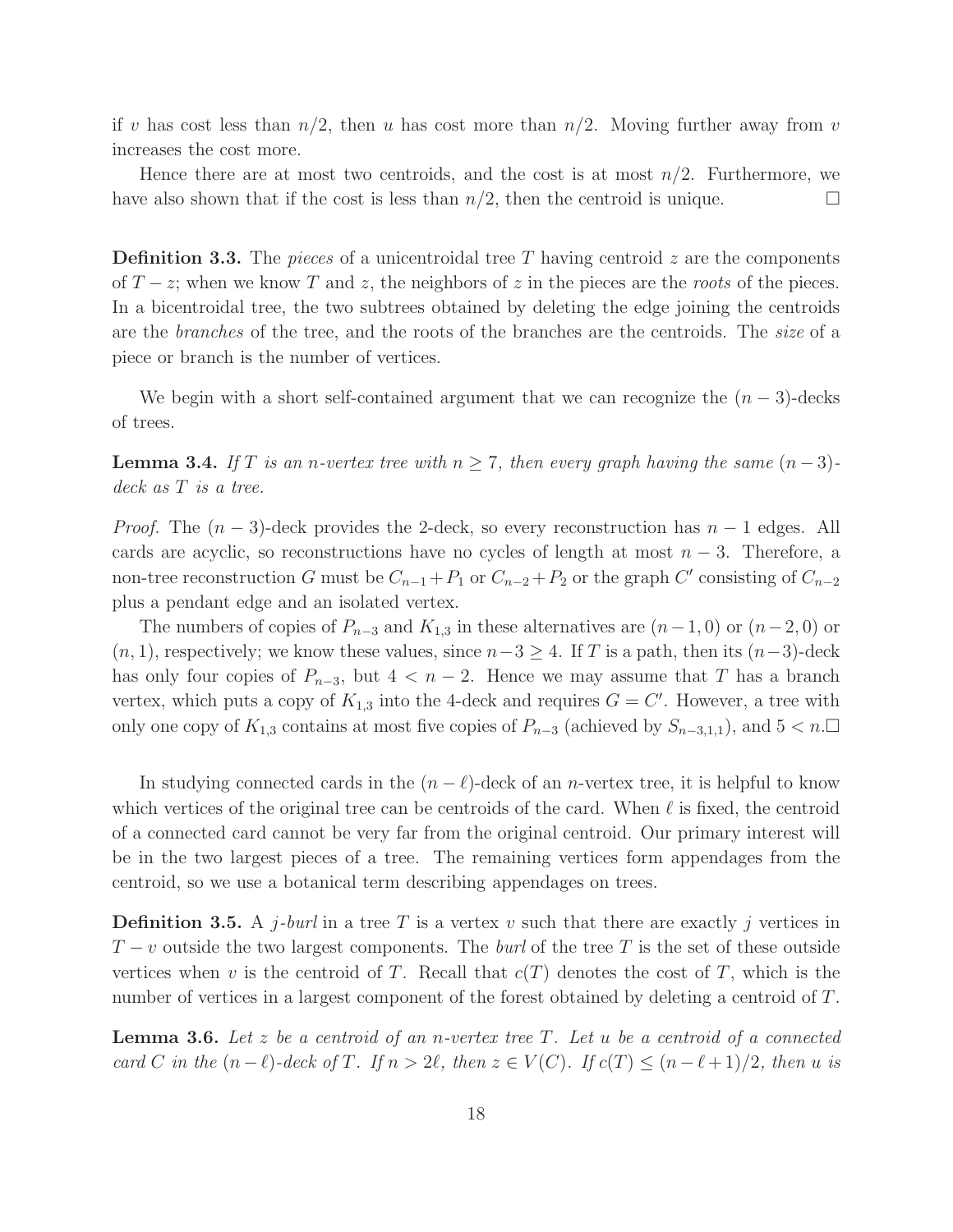if $v$ has cost less than $n/2$, then $u$ has cost more than $n/2$. Moving further away from $v$ increases the cost more.

Hence there are at most two centroids, and the cost is at most $n/2$. Furthermore, we have also shown that if the cost is less than $n/2$, then the centroid is unique. $\square$

**Definition 3.3.** The *pieces* of a unicentroidal tree $T$ having centroid $z$ are the components of $T - z$; when we know $T$ and $z$, the neighbors of $z$ in the pieces are the *roots* of the pieces. In a bicentroidal tree, the two subtrees obtained by deleting the edge joining the centroids are the *branches* of the tree, and the roots of the branches are the centroids. The *size* of a piece or branch is the number of vertices.

We begin with a short self-contained argument that we can recognize the $(n-3)$-decks of trees.

**Lemma 3.4.** *If $T$ is an $n$-vertex tree with $n \geq 7$, then every graph having the same $(n-3)$-deck as $T$ is a tree.*

*Proof.* The $(n-3)$-deck provides the 2-deck, so every reconstruction has $n-1$ edges. All cards are acyclic, so reconstructions have no cycles of length at most $n-3$. Therefore, a non-tree reconstruction $G$ must be $C_{n-1} + P_1$ or $C_{n-2} + P_2$ or the graph $C'$ consisting of $C_{n-2}$ plus a pendant edge and an isolated vertex.

The numbers of copies of $P_{n-3}$ and $K_{1,3}$ in these alternatives are $(n-1, 0)$ or $(n-2, 0)$ or $(n, 1)$, respectively; we know these values, since $n-3 \geq 4$. If $T$ is a path, then its $(n-3)$-deck has only four copies of $P_{n-3}$, but $4 < n-2$. Hence we may assume that $T$ has a branch vertex, which puts a copy of $K_{1,3}$ into the 4-deck and requires $G = C'$. However, a tree with only one copy of $K_{1,3}$ contains at most five copies of $P_{n-3}$ (achieved by $S_{n-3,1,1}$), and $5 < n$. $\square$

In studying connected cards in the $(n-\ell)$-deck of an $n$-vertex tree, it is helpful to know which vertices of the original tree can be centroids of the card. When $\ell$ is fixed, the centroid of a connected card cannot be very far from the original centroid. Our primary interest will be in the two largest pieces of a tree. The remaining vertices form appendages from the centroid, so we use a botanical term describing appendages on trees.

**Definition 3.5.** A *$j$-burl* in a tree $T$ is a vertex $v$ such that there are exactly $j$ vertices in $T - v$ outside the two largest components. The *burl* of the tree $T$ is the set of these outside vertices when $v$ is the centroid of $T$. Recall that $c(T)$ denotes the cost of $T$, which is the number of vertices in a largest component of the forest obtained by deleting a centroid of $T$.

**Lemma 3.6.** *Let $z$ be a centroid of an $n$-vertex tree $T$. Let $u$ be a centroid of a connected card $C$ in the $(n-\ell)$-deck of $T$. If $n > 2\ell$, then $z \in V(C)$. If $c(T) \leq (n-\ell+1)/2$, then $u$ is*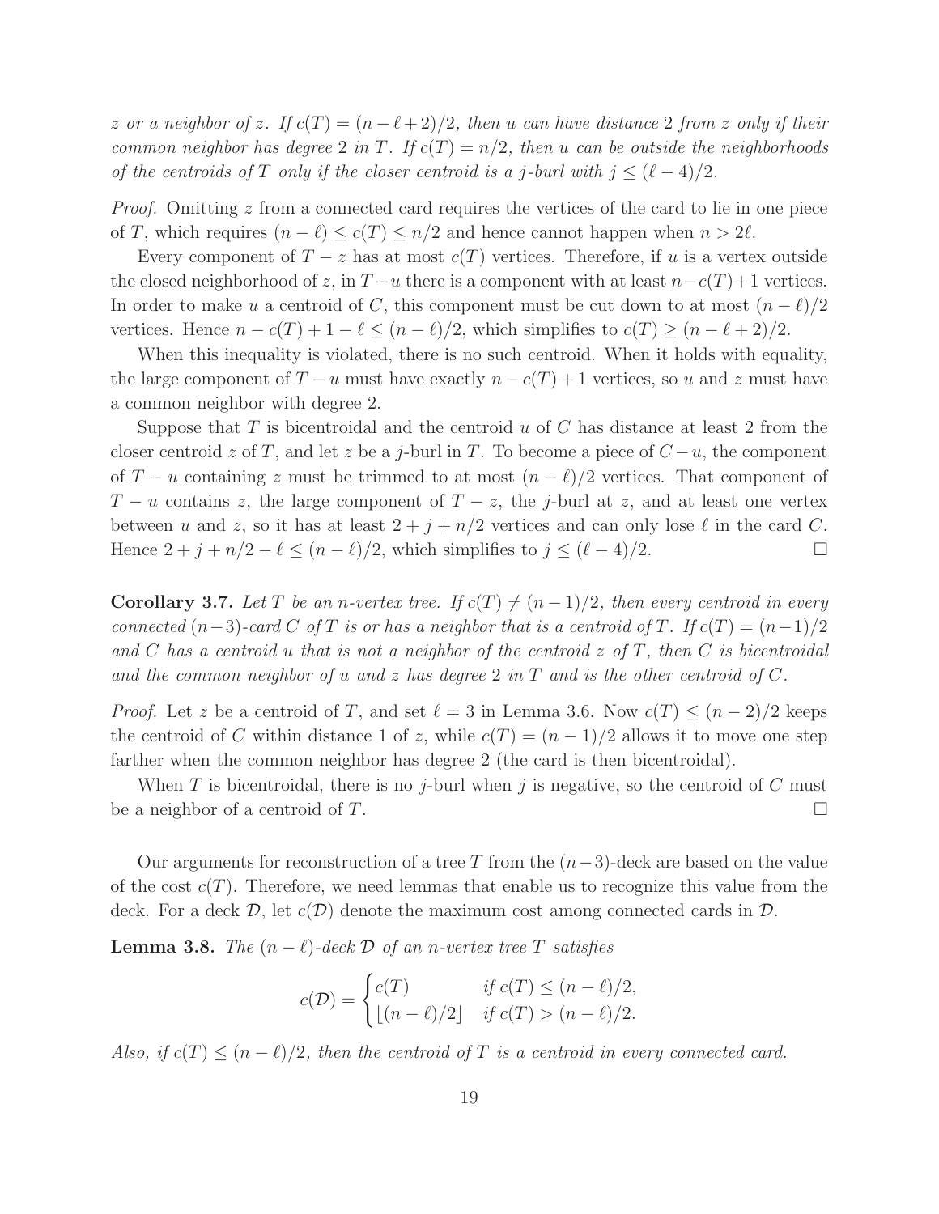*$z$ or a neighbor of $z$. If $c(T) = (n-\ell+2)/2$, then $u$ can have distance 2 from $z$ only if their common neighbor has degree 2 in $T$. If $c(T) = n/2$, then $u$ can be outside the neighborhoods of the centroids of $T$ only if the closer centroid is a $j$-burl with $j \le (\ell-4)/2$.*

*Proof.* Omitting $z$ from a connected card requires the vertices of the card to lie in one piece of $T$, which requires $(n-\ell) \le c(T) \le n/2$ and hence cannot happen when $n > 2\ell$.

Every component of $T - z$ has at most $c(T)$ vertices. Therefore, if $u$ is a vertex outside the closed neighborhood of $z$, in $T-u$ there is a component with at least $n-c(T)+1$ vertices. In order to make $u$ a centroid of $C$, this component must be cut down to at most $(n-\ell)/2$ vertices. Hence $n - c(T) + 1 - \ell \le (n-\ell)/2$, which simplifies to $c(T) \ge (n-\ell+2)/2$.

When this inequality is violated, there is no such centroid. When it holds with equality, the large component of $T - u$ must have exactly $n - c(T) + 1$ vertices, so $u$ and $z$ must have a common neighbor with degree 2.

Suppose that $T$ is bicentroidal and the centroid $u$ of $C$ has distance at least 2 from the closer centroid $z$ of $T$, and let $z$ be a $j$-burl in $T$. To become a piece of $C-u$, the component of $T - u$ containing $z$ must be trimmed to at most $(n-\ell)/2$ vertices. That component of $T - u$ contains $z$, the large component of $T - z$, the $j$-burl at $z$, and at least one vertex between $u$ and $z$, so it has at least $2 + j + n/2$ vertices and can only lose $\ell$ in the card $C$. Hence $2 + j + n/2 - \ell \le (n-\ell)/2$, which simplifies to $j \le (\ell-4)/2$. □

**Corollary 3.7.** *Let $T$ be an $n$-vertex tree. If $c(T) \ne (n-1)/2$, then every centroid in every connected $(n-3)$-card $C$ of $T$ is or has a neighbor that is a centroid of $T$. If $c(T) = (n-1)/2$ and $C$ has a centroid $u$ that is not a neighbor of the centroid $z$ of $T$, then $C$ is bicentroidal and the common neighbor of $u$ and $z$ has degree 2 in $T$ and is the other centroid of $C$.*

*Proof.* Let $z$ be a centroid of $T$, and set $\ell = 3$ in Lemma 3.6. Now $c(T) \le (n-2)/2$ keeps the centroid of $C$ within distance 1 of $z$, while $c(T) = (n-1)/2$ allows it to move one step farther when the common neighbor has degree 2 (the card is then bicentroidal).

When $T$ is bicentroidal, there is no $j$-burl when $j$ is negative, so the centroid of $C$ must be a neighbor of a centroid of $T$. □

Our arguments for reconstruction of a tree $T$ from the $(n-3)$-deck are based on the value of the cost $c(T)$. Therefore, we need lemmas that enable us to recognize this value from the deck. For a deck $\mathcal{D}$, let $c(\mathcal{D})$ denote the maximum cost among connected cards in $\mathcal{D}$.

**Lemma 3.8.** *The $(n-\ell)$-deck $\mathcal{D}$ of an $n$-vertex tree $T$ satisfies*

$$c(\mathcal{D}) = \begin{cases} c(T) & \text{if } c(T) \le (n-\ell)/2, \\ \lfloor (n-\ell)/2 \rfloor & \text{if } c(T) > (n-\ell)/2. \end{cases}$$

*Also, if $c(T) \le (n-\ell)/2$, then the centroid of $T$ is a centroid in every connected card.*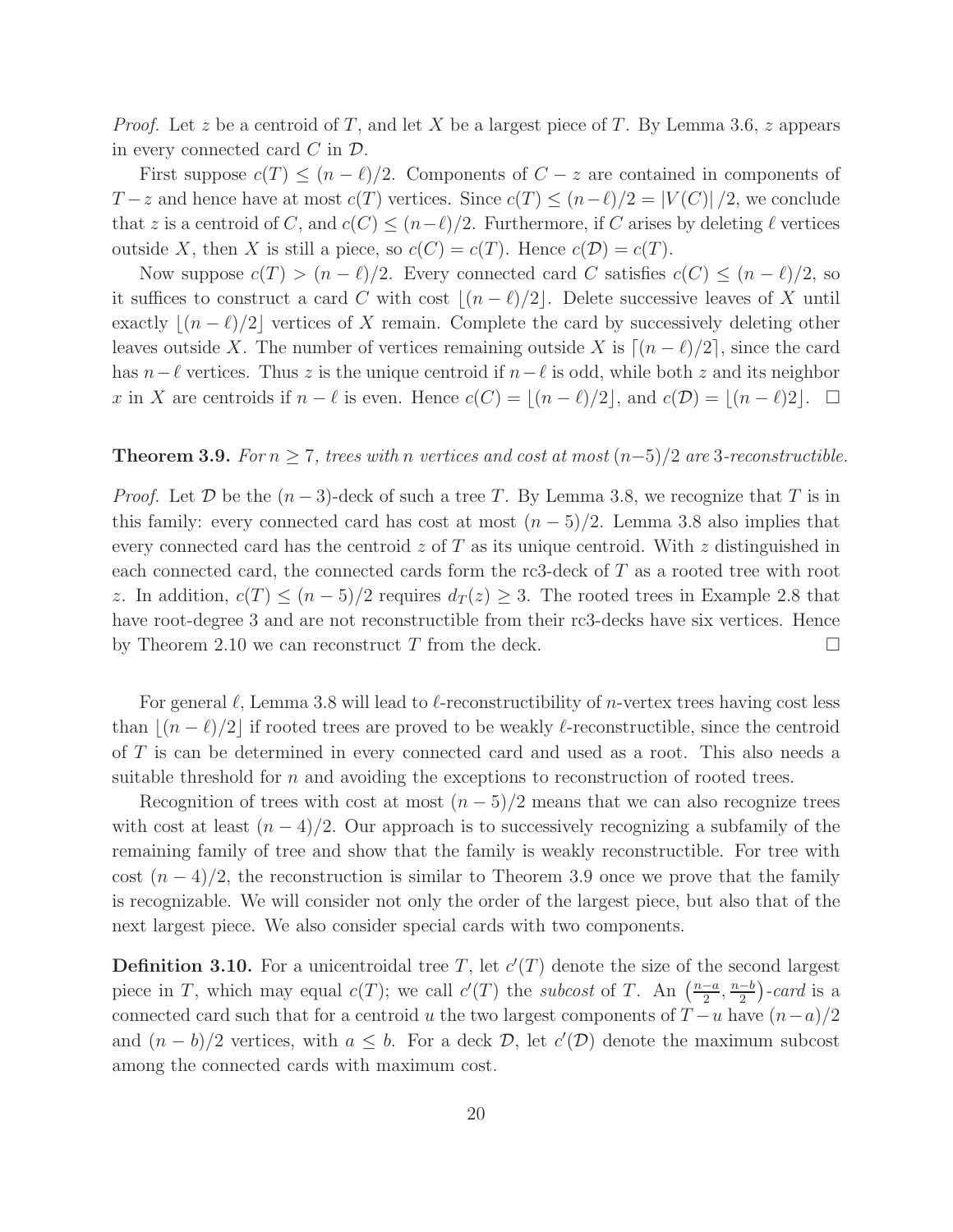*Proof.* Let $z$ be a centroid of $T$, and let $X$ be a largest piece of $T$. By Lemma 3.6, $z$ appears in every connected card $C$ in $\mathcal{D}$.

First suppose $c(T) \le (n-\ell)/2$. Components of $C - z$ are contained in components of $T-z$ and hence have at most $c(T)$ vertices. Since $c(T) \le (n-\ell)/2 = |V(C)|/2$, we conclude that $z$ is a centroid of $C$, and $c(C) \le (n-\ell)/2$. Furthermore, if $C$ arises by deleting $\ell$ vertices outside $X$, then $X$ is still a piece, so $c(C) = c(T)$. Hence $c(\mathcal{D}) = c(T)$.

Now suppose $c(T) > (n-\ell)/2$. Every connected card $C$ satisfies $c(C) \le (n-\ell)/2$, so it suffices to construct a card $C$ with cost $\lfloor (n-\ell)/2 \rfloor$. Delete successive leaves of $X$ until exactly $\lfloor (n-\ell)/2 \rfloor$ vertices of $X$ remain. Complete the card by successively deleting other leaves outside $X$. The number of vertices remaining outside $X$ is $\lceil (n-\ell)/2 \rceil$, since the card has $n-\ell$ vertices. Thus $z$ is the unique centroid if $n-\ell$ is odd, while both $z$ and its neighbor $x$ in $X$ are centroids if $n-\ell$ is even. Hence $c(C) = \lfloor (n-\ell)/2 \rfloor$, and $c(\mathcal{D}) = \lfloor (n-\ell)2 \rfloor$. $\square$

**Theorem 3.9.** *For $n \ge 7$, trees with $n$ vertices and cost at most $(n-5)/2$ are 3-reconstructible.*

*Proof.* Let $\mathcal{D}$ be the $(n-3)$-deck of such a tree $T$. By Lemma 3.8, we recognize that $T$ is in this family: every connected card has cost at most $(n-5)/2$. Lemma 3.8 also implies that every connected card has the centroid $z$ of $T$ as its unique centroid. With $z$ distinguished in each connected card, the connected cards form the rc3-deck of $T$ as a rooted tree with root $z$. In addition, $c(T) \le (n-5)/2$ requires $d_T(z) \ge 3$. The rooted trees in Example 2.8 that have root-degree 3 and are not reconstructible from their rc3-decks have six vertices. Hence by Theorem 2.10 we can reconstruct $T$ from the deck. $\square$

For general $\ell$, Lemma 3.8 will lead to $\ell$-reconstructibility of $n$-vertex trees having cost less than $\lfloor (n-\ell)/2 \rfloor$ if rooted trees are proved to be weakly $\ell$-reconstructible, since the centroid of $T$ is can be determined in every connected card and used as a root. This also needs a suitable threshold for $n$ and avoiding the exceptions to reconstruction of rooted trees.

Recognition of trees with cost at most $(n-5)/2$ means that we can also recognize trees with cost at least $(n-4)/2$. Our approach is to successively recognizing a subfamily of the remaining family of tree and show that the family is weakly reconstructible. For tree with cost $(n-4)/2$, the reconstruction is similar to Theorem 3.9 once we prove that the family is recognizable. We will consider not only the order of the largest piece, but also that of the next largest piece. We also consider special cards with two components.

**Definition 3.10.** For a unicentroidal tree $T$, let $c'(T)$ denote the size of the second largest piece in $T$, which may equal $c(T)$; we call $c'(T)$ the *subcost* of $T$. An $\left(\frac{n-a}{2}, \frac{n-b}{2}\right)$*-card* is a connected card such that for a centroid $u$ the two largest components of $T-u$ have $(n-a)/2$ and $(n-b)/2$ vertices, with $a \le b$. For a deck $\mathcal{D}$, let $c'(\mathcal{D})$ denote the maximum subcost among the connected cards with maximum cost.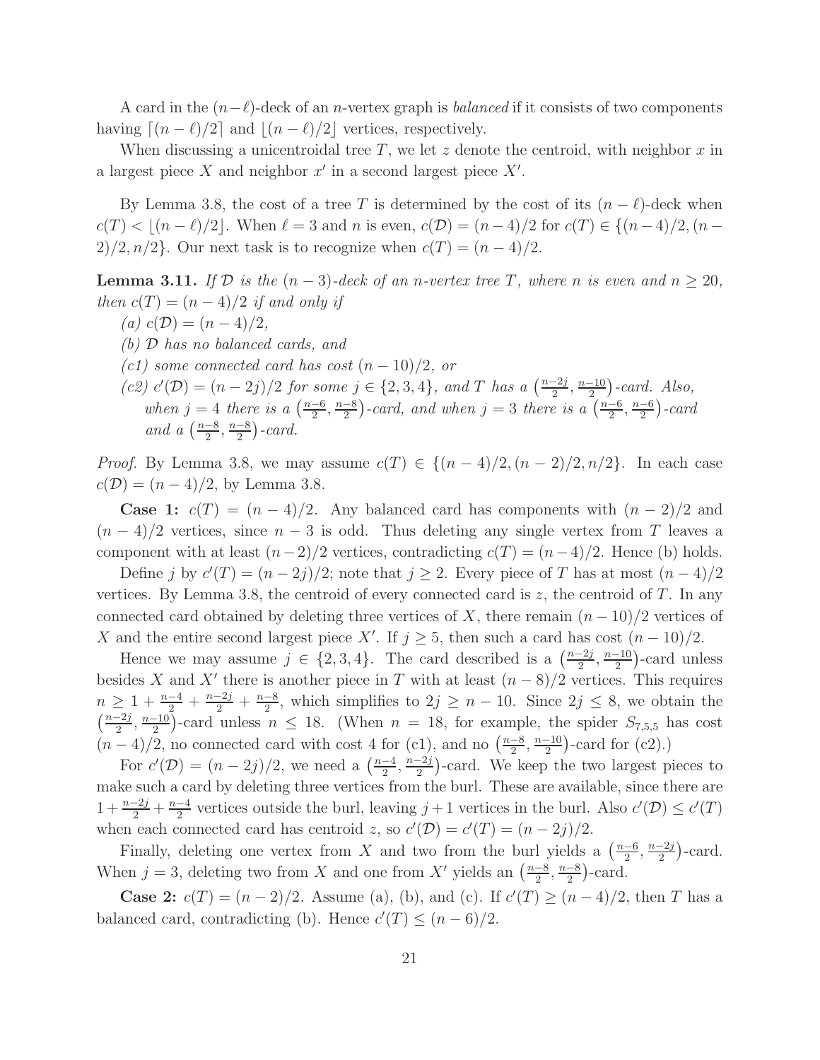A card in the $(n-\ell)$-deck of an $n$-vertex graph is *balanced* if it consists of two components having $\lceil (n-\ell)/2 \rceil$ and $\lfloor (n-\ell)/2 \rfloor$ vertices, respectively.

When discussing a unicentroidal tree $T$, we let $z$ denote the centroid, with neighbor $x$ in a largest piece $X$ and neighbor $x'$ in a second largest piece $X'$.

By Lemma 3.8, the cost of a tree $T$ is determined by the cost of its $(n-\ell)$-deck when $c(T) < \lfloor (n-\ell)/2 \rfloor$. When $\ell = 3$ and $n$ is even, $c(\mathcal{D}) = (n-4)/2$ for $c(T) \in \{(n-4)/2, (n-2)/2, n/2\}$. Our next task is to recognize when $c(T) = (n-4)/2$.

**Lemma 3.11.** *If $\mathcal{D}$ is the $(n-3)$-deck of an $n$-vertex tree $T$, where $n$ is even and $n \geq 20$, then $c(T) = (n-4)/2$ if and only if*

*(a) $c(\mathcal{D}) = (n-4)/2$,*

*(b) $\mathcal{D}$ has no balanced cards, and*

*(c1) some connected card has cost $(n-10)/2$, or*

*(c2) $c'(\mathcal{D}) = (n-2j)/2$ for some $j \in \{2,3,4\}$, and $T$ has a $\left(\frac{n-2j}{2}, \frac{n-10}{2}\right)$-card. Also, when $j = 4$ there is a $\left(\frac{n-6}{2}, \frac{n-8}{2}\right)$-card, and when $j = 3$ there is a $\left(\frac{n-6}{2}, \frac{n-6}{2}\right)$-card and a $\left(\frac{n-8}{2}, \frac{n-8}{2}\right)$-card.*

*Proof.* By Lemma 3.8, we may assume $c(T) \in \{(n-4)/2, (n-2)/2, n/2\}$. In each case $c(\mathcal{D}) = (n-4)/2$, by Lemma 3.8.

**Case 1:** $c(T) = (n-4)/2$. Any balanced card has components with $(n-2)/2$ and $(n-4)/2$ vertices, since $n-3$ is odd. Thus deleting any single vertex from $T$ leaves a component with at least $(n-2)/2$ vertices, contradicting $c(T) = (n-4)/2$. Hence (b) holds.

Define $j$ by $c'(T) = (n-2j)/2$; note that $j \geq 2$. Every piece of $T$ has at most $(n-4)/2$ vertices. By Lemma 3.8, the centroid of every connected card is $z$, the centroid of $T$. In any connected card obtained by deleting three vertices of $X$, there remain $(n-10)/2$ vertices of $X$ and the entire second largest piece $X'$. If $j \geq 5$, then such a card has cost $(n-10)/2$.

Hence we may assume $j \in \{2,3,4\}$. The card described is a $\left(\frac{n-2j}{2}, \frac{n-10}{2}\right)$-card unless besides $X$ and $X'$ there is another piece in $T$ with at least $(n-8)/2$ vertices. This requires $n \geq 1 + \frac{n-4}{2} + \frac{n-2j}{2} + \frac{n-8}{2}$, which simplifies to $2j \geq n-10$. Since $2j \leq 8$, we obtain the $\left(\frac{n-2j}{2}, \frac{n-10}{2}\right)$-card unless $n \leq 18$. (When $n = 18$, for example, the spider $S_{7,5,5}$ has cost $(n-4)/2$, no connected card with cost 4 for (c1), and no $\left(\frac{n-8}{2}, \frac{n-10}{2}\right)$-card for (c2).)

For $c'(\mathcal{D}) = (n-2j)/2$, we need a $\left(\frac{n-4}{2}, \frac{n-2j}{2}\right)$-card. We keep the two largest pieces to make such a card by deleting three vertices from the burl. These are available, since there are $1 + \frac{n-2j}{2} + \frac{n-4}{2}$ vertices outside the burl, leaving $j+1$ vertices in the burl. Also $c'(\mathcal{D}) \leq c'(T)$ when each connected card has centroid $z$, so $c'(\mathcal{D}) = c'(T) = (n-2j)/2$.

Finally, deleting one vertex from $X$ and two from the burl yields a $\left(\frac{n-6}{2}, \frac{n-2j}{2}\right)$-card. When $j = 3$, deleting two from $X$ and one from $X'$ yields an $\left(\frac{n-8}{2}, \frac{n-8}{2}\right)$-card.

**Case 2:** $c(T) = (n-2)/2$. Assume (a), (b), and (c). If $c'(T) \geq (n-4)/2$, then $T$ has a balanced card, contradicting (b). Hence $c'(T) \leq (n-6)/2$.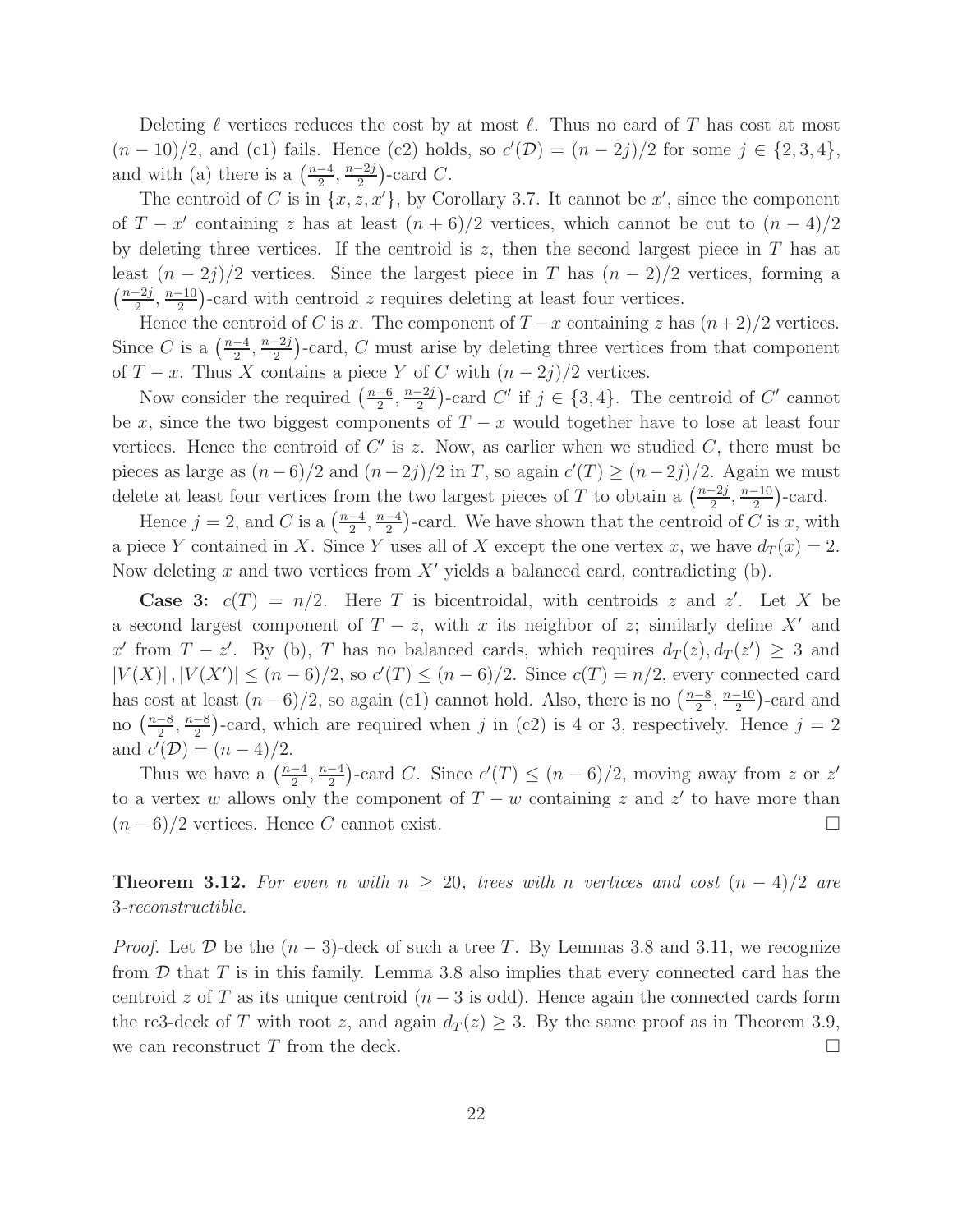Deleting $\ell$ vertices reduces the cost by at most $\ell$. Thus no card of $T$ has cost at most $(n-10)/2$, and (c1) fails. Hence (c2) holds, so $c'(\mathcal{D}) = (n-2j)/2$ for some $j \in \{2,3,4\}$, and with (a) there is a $\left(\frac{n-4}{2}, \frac{n-2j}{2}\right)$-card $C$.

The centroid of $C$ is in $\{x, z, x'\}$, by Corollary 3.7. It cannot be $x'$, since the component of $T - x'$ containing $z$ has at least $(n+6)/2$ vertices, which cannot be cut to $(n-4)/2$ by deleting three vertices. If the centroid is $z$, then the second largest piece in $T$ has at least $(n-2j)/2$ vertices. Since the largest piece in $T$ has $(n-2)/2$ vertices, forming a $\left(\frac{n-2j}{2}, \frac{n-10}{2}\right)$-card with centroid $z$ requires deleting at least four vertices.

Hence the centroid of $C$ is $x$. The component of $T - x$ containing $z$ has $(n+2)/2$ vertices. Since $C$ is a $\left(\frac{n-4}{2}, \frac{n-2j}{2}\right)$-card, $C$ must arise by deleting three vertices from that component of $T - x$. Thus $X$ contains a piece $Y$ of $C$ with $(n-2j)/2$ vertices.

Now consider the required $\left(\frac{n-6}{2}, \frac{n-2j}{2}\right)$-card $C'$ if $j \in \{3,4\}$. The centroid of $C'$ cannot be $x$, since the two biggest components of $T - x$ would together have to lose at least four vertices. Hence the centroid of $C'$ is $z$. Now, as earlier when we studied $C$, there must be pieces as large as $(n-6)/2$ and $(n-2j)/2$ in $T$, so again $c'(T) \geq (n-2j)/2$. Again we must delete at least four vertices from the two largest pieces of $T$ to obtain a $\left(\frac{n-2j}{2}, \frac{n-10}{2}\right)$-card.

Hence $j = 2$, and $C$ is a $\left(\frac{n-4}{2}, \frac{n-4}{2}\right)$-card. We have shown that the centroid of $C$ is $x$, with a piece $Y$ contained in $X$. Since $Y$ uses all of $X$ except the one vertex $x$, we have $d_T(x) = 2$. Now deleting $x$ and two vertices from $X'$ yields a balanced card, contradicting (b).

**Case 3:** $c(T) = n/2$. Here $T$ is bicentroidal, with centroids $z$ and $z'$. Let $X$ be a second largest component of $T - z$, with $x$ its neighbor of $z$; similarly define $X'$ and $x'$ from $T - z'$. By (b), $T$ has no balanced cards, which requires $d_T(z), d_T(z') \geq 3$ and $|V(X)|, |V(X')| \leq (n-6)/2$, so $c'(T) \leq (n-6)/2$. Since $c(T) = n/2$, every connected card has cost at least $(n-6)/2$, so again (c1) cannot hold. Also, there is no $\left(\frac{n-8}{2}, \frac{n-10}{2}\right)$-card and no $\left(\frac{n-8}{2}, \frac{n-8}{2}\right)$-card, which are required when $j$ in (c2) is 4 or 3, respectively. Hence $j = 2$ and $c'(\mathcal{D}) = (n-4)/2$.

Thus we have a $\left(\frac{n-4}{2}, \frac{n-4}{2}\right)$-card $C$. Since $c'(T) \leq (n-6)/2$, moving away from $z$ or $z'$ to a vertex $w$ allows only the component of $T - w$ containing $z$ and $z'$ to have more than $(n-6)/2$ vertices. Hence $C$ cannot exist. $\square$

**Theorem 3.12.** *For even $n$ with $n \geq 20$, trees with $n$ vertices and cost $(n-4)/2$ are 3-reconstructible.*

*Proof.* Let $\mathcal{D}$ be the $(n-3)$-deck of such a tree $T$. By Lemmas 3.8 and 3.11, we recognize from $\mathcal{D}$ that $T$ is in this family. Lemma 3.8 also implies that every connected card has the centroid $z$ of $T$ as its unique centroid ($n-3$ is odd). Hence again the connected cards form the rc3-deck of $T$ with root $z$, and again $d_T(z) \geq 3$. By the same proof as in Theorem 3.9, we can reconstruct $T$ from the deck. $\square$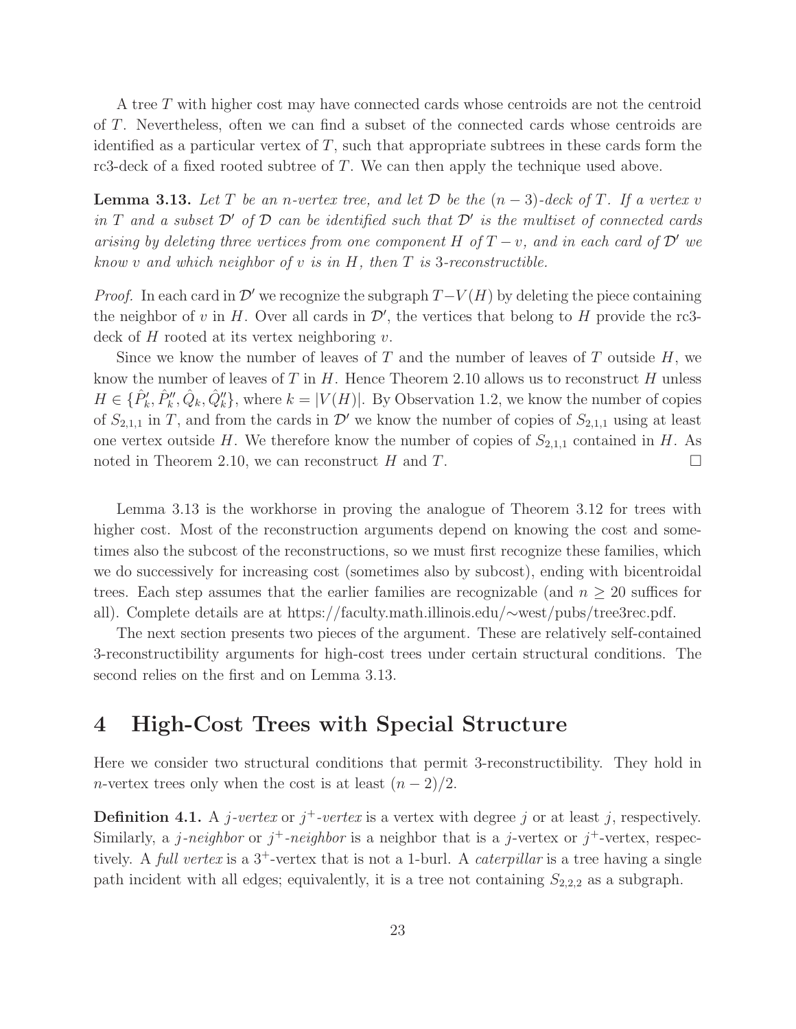A tree $T$ with higher cost may have connected cards whose centroids are not the centroid of $T$. Nevertheless, often we can find a subset of the connected cards whose centroids are identified as a particular vertex of $T$, such that appropriate subtrees in these cards form the rc3-deck of a fixed rooted subtree of $T$. We can then apply the technique used above.

**Lemma 3.13.** *Let $T$ be an $n$-vertex tree, and let $\mathcal{D}$ be the $(n-3)$-deck of $T$. If a vertex $v$ in $T$ and a subset $\mathcal{D}'$ of $\mathcal{D}$ can be identified such that $\mathcal{D}'$ is the multiset of connected cards arising by deleting three vertices from one component $H$ of $T-v$, and in each card of $\mathcal{D}'$ we know $v$ and which neighbor of $v$ is in $H$, then $T$ is 3-reconstructible.*

*Proof.* In each card in $\mathcal{D}'$ we recognize the subgraph $T-V(H)$ by deleting the piece containing the neighbor of $v$ in $H$. Over all cards in $\mathcal{D}'$, the vertices that belong to $H$ provide the rc3-deck of $H$ rooted at its vertex neighboring $v$.

Since we know the number of leaves of $T$ and the number of leaves of $T$ outside $H$, we know the number of leaves of $T$ in $H$. Hence Theorem 2.10 allows us to reconstruct $H$ unless $H \in \{\hat{P}'_k, \hat{P}''_k, \hat{Q}_k, \hat{Q}''_k\}$, where $k = |V(H)|$. By Observation 1.2, we know the number of copies of $S_{2,1,1}$ in $T$, and from the cards in $\mathcal{D}'$ we know the number of copies of $S_{2,1,1}$ using at least one vertex outside $H$. We therefore know the number of copies of $S_{2,1,1}$ contained in $H$. As noted in Theorem 2.10, we can reconstruct $H$ and $T$. $\square$

Lemma 3.13 is the workhorse in proving the analogue of Theorem 3.12 for trees with higher cost. Most of the reconstruction arguments depend on knowing the cost and sometimes also the subcost of the reconstructions, so we must first recognize these families, which we do successively for increasing cost (sometimes also by subcost), ending with bicentroidal trees. Each step assumes that the earlier families are recognizable (and $n \geq 20$ suffices for all). Complete details are at https://faculty.math.illinois.edu/∼west/pubs/tree3rec.pdf.

The next section presents two pieces of the argument. These are relatively self-contained 3-reconstructibility arguments for high-cost trees under certain structural conditions. The second relies on the first and on Lemma 3.13.

# 4 High-Cost Trees with Special Structure

Here we consider two structural conditions that permit 3-reconstructibility. They hold in $n$-vertex trees only when the cost is at least $(n-2)/2$.

**Definition 4.1.** A *$j$-vertex* or *$j^+$-vertex* is a vertex with degree $j$ or at least $j$, respectively. Similarly, a *$j$-neighbor* or *$j^+$-neighbor* is a neighbor that is a $j$-vertex or $j^+$-vertex, respectively. A *full vertex* is a $3^+$-vertex that is not a 1-burl. A *caterpillar* is a tree having a single path incident with all edges; equivalently, it is a tree not containing $S_{2,2,2}$ as a subgraph.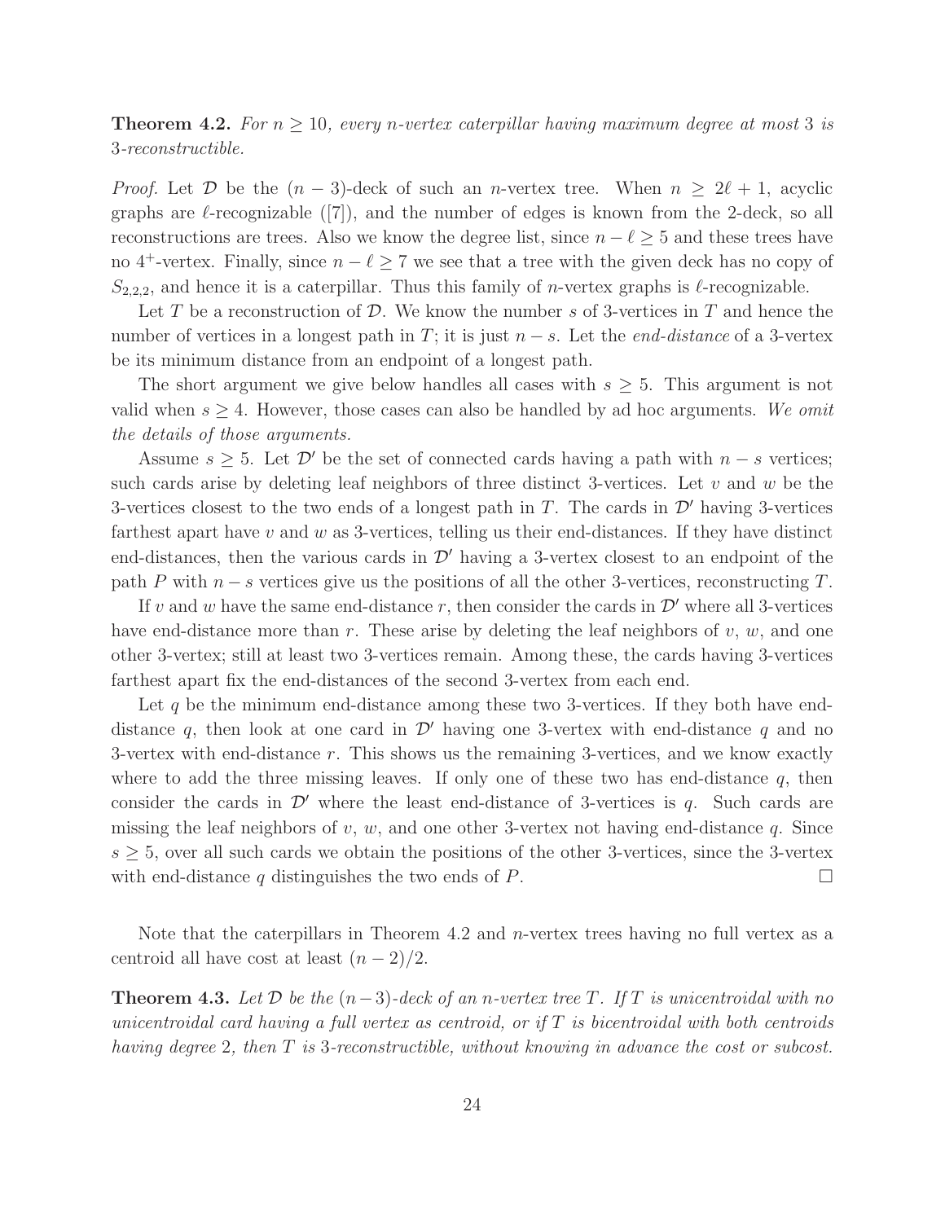**Theorem 4.2.** *For $n \geq 10$, every $n$-vertex caterpillar having maximum degree at most 3 is 3-reconstructible.*

*Proof.* Let $\mathcal{D}$ be the $(n-3)$-deck of such an $n$-vertex tree. When $n \geq 2\ell + 1$, acyclic graphs are $\ell$-recognizable ([7]), and the number of edges is known from the 2-deck, so all reconstructions are trees. Also we know the degree list, since $n - \ell \geq 5$ and these trees have no $4^+$-vertex. Finally, since $n - \ell \geq 7$ we see that a tree with the given deck has no copy of $S_{2,2,2}$, and hence it is a caterpillar. Thus this family of $n$-vertex graphs is $\ell$-recognizable.

Let $T$ be a reconstruction of $\mathcal{D}$. We know the number $s$ of 3-vertices in $T$ and hence the number of vertices in a longest path in $T$; it is just $n - s$. Let the *end-distance* of a 3-vertex be its minimum distance from an endpoint of a longest path.

The short argument we give below handles all cases with $s \geq 5$. This argument is not valid when $s \geq 4$. However, those cases can also be handled by ad hoc arguments. *We omit the details of those arguments.*

Assume $s \geq 5$. Let $\mathcal{D}'$ be the set of connected cards having a path with $n - s$ vertices; such cards arise by deleting leaf neighbors of three distinct 3-vertices. Let $v$ and $w$ be the 3-vertices closest to the two ends of a longest path in $T$. The cards in $\mathcal{D}'$ having 3-vertices farthest apart have $v$ and $w$ as 3-vertices, telling us their end-distances. If they have distinct end-distances, then the various cards in $\mathcal{D}'$ having a 3-vertex closest to an endpoint of the path $P$ with $n - s$ vertices give us the positions of all the other 3-vertices, reconstructing $T$.

If $v$ and $w$ have the same end-distance $r$, then consider the cards in $\mathcal{D}'$ where all 3-vertices have end-distance more than $r$. These arise by deleting the leaf neighbors of $v$, $w$, and one other 3-vertex; still at least two 3-vertices remain. Among these, the cards having 3-vertices farthest apart fix the end-distances of the second 3-vertex from each end.

Let $q$ be the minimum end-distance among these two 3-vertices. If they both have end-distance $q$, then look at one card in $\mathcal{D}'$ having one 3-vertex with end-distance $q$ and no 3-vertex with end-distance $r$. This shows us the remaining 3-vertices, and we know exactly where to add the three missing leaves. If only one of these two has end-distance $q$, then consider the cards in $\mathcal{D}'$ where the least end-distance of 3-vertices is $q$. Such cards are missing the leaf neighbors of $v$, $w$, and one other 3-vertex not having end-distance $q$. Since $s \geq 5$, over all such cards we obtain the positions of the other 3-vertices, since the 3-vertex with end-distance $q$ distinguishes the two ends of $P$. $\square$

Note that the caterpillars in Theorem 4.2 and $n$-vertex trees having no full vertex as a centroid all have cost at least $(n-2)/2$.

**Theorem 4.3.** *Let $\mathcal{D}$ be the $(n-3)$-deck of an $n$-vertex tree $T$. If $T$ is unicentroidal with no unicentroidal card having a full vertex as centroid, or if $T$ is bicentroidal with both centroids having degree 2, then $T$ is 3-reconstructible, without knowing in advance the cost or subcost.*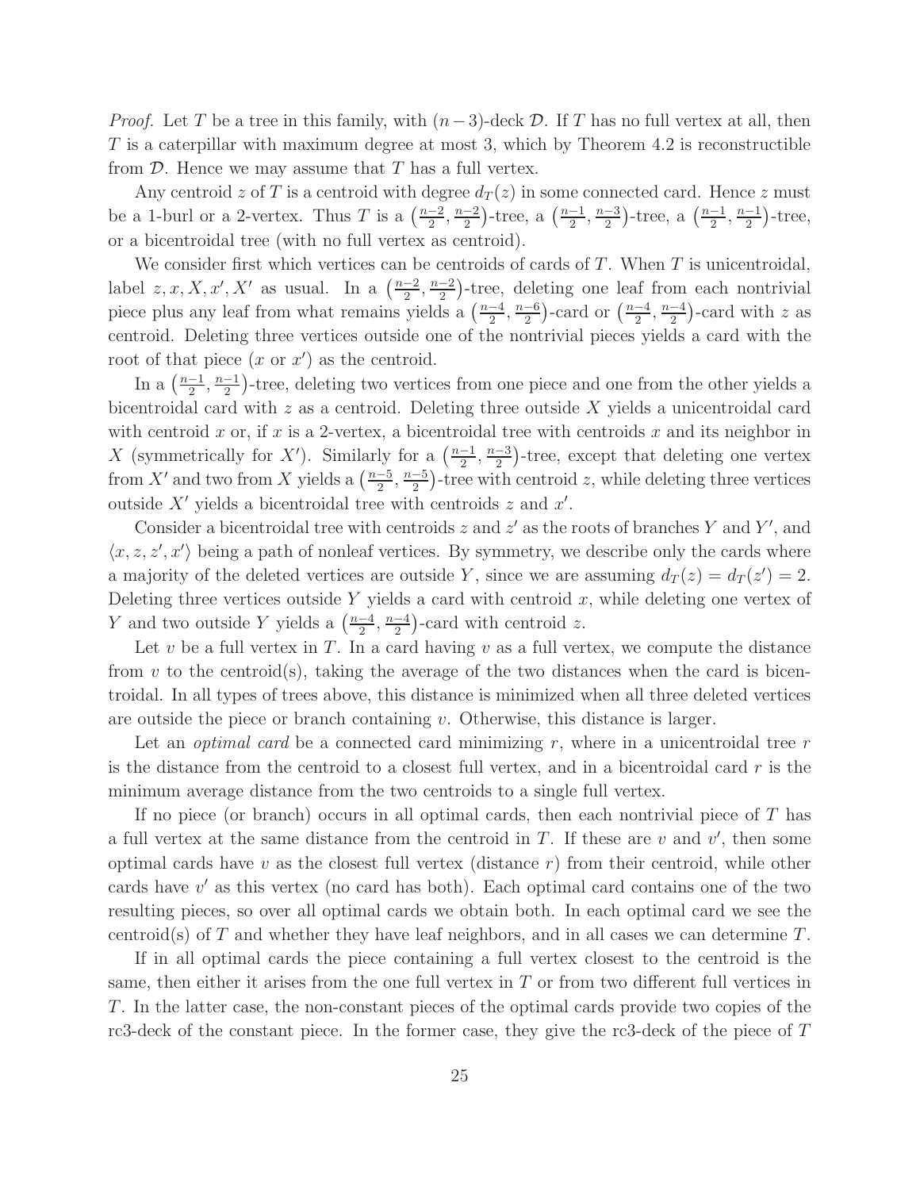*Proof.* Let $T$ be a tree in this family, with $(n-3)$-deck $\mathcal{D}$. If $T$ has no full vertex at all, then $T$ is a caterpillar with maximum degree at most 3, which by Theorem 4.2 is reconstructible from $\mathcal{D}$. Hence we may assume that $T$ has a full vertex.

Any centroid $z$ of $T$ is a centroid with degree $d_T(z)$ in some connected card. Hence $z$ must be a 1-burl or a 2-vertex. Thus $T$ is a $\left(\frac{n-2}{2}, \frac{n-2}{2}\right)$-tree, a $\left(\frac{n-1}{2}, \frac{n-3}{2}\right)$-tree, a $\left(\frac{n-1}{2}, \frac{n-1}{2}\right)$-tree, or a bicentroidal tree (with no full vertex as centroid).

We consider first which vertices can be centroids of cards of $T$. When $T$ is unicentroidal, label $z, x, X, x', X'$ as usual. In a $\left(\frac{n-2}{2}, \frac{n-2}{2}\right)$-tree, deleting one leaf from each nontrivial piece plus any leaf from what remains yields a $\left(\frac{n-4}{2}, \frac{n-6}{2}\right)$-card or $\left(\frac{n-4}{2}, \frac{n-4}{2}\right)$-card with $z$ as centroid. Deleting three vertices outside one of the nontrivial pieces yields a card with the root of that piece ($x$ or $x'$) as the centroid.

In a $\left(\frac{n-1}{2}, \frac{n-1}{2}\right)$-tree, deleting two vertices from one piece and one from the other yields a bicentroidal card with $z$ as a centroid. Deleting three outside $X$ yields a unicentroidal card with centroid $x$ or, if $x$ is a 2-vertex, a bicentroidal tree with centroids $x$ and its neighbor in $X$ (symmetrically for $X'$). Similarly for a $\left(\frac{n-1}{2}, \frac{n-3}{2}\right)$-tree, except that deleting one vertex from $X'$ and two from $X$ yields a $\left(\frac{n-5}{2}, \frac{n-5}{2}\right)$-tree with centroid $z$, while deleting three vertices outside $X'$ yields a bicentroidal tree with centroids $z$ and $x'$.

Consider a bicentroidal tree with centroids $z$ and $z'$ as the roots of branches $Y$ and $Y'$, and $\langle x, z, z', x' \rangle$ being a path of nonleaf vertices. By symmetry, we describe only the cards where a majority of the deleted vertices are outside $Y$, since we are assuming $d_T(z) = d_T(z') = 2$. Deleting three vertices outside $Y$ yields a card with centroid $x$, while deleting one vertex of $Y$ and two outside $Y$ yields a $\left(\frac{n-4}{2}, \frac{n-4}{2}\right)$-card with centroid $z$.

Let $v$ be a full vertex in $T$. In a card having $v$ as a full vertex, we compute the distance from $v$ to the centroid(s), taking the average of the two distances when the card is bicentroidal. In all types of trees above, this distance is minimized when all three deleted vertices are outside the piece or branch containing $v$. Otherwise, this distance is larger.

Let an *optimal card* be a connected card minimizing $r$, where in a unicentroidal tree $r$ is the distance from the centroid to a closest full vertex, and in a bicentroidal card $r$ is the minimum average distance from the two centroids to a single full vertex.

If no piece (or branch) occurs in all optimal cards, then each nontrivial piece of $T$ has a full vertex at the same distance from the centroid in $T$. If these are $v$ and $v'$, then some optimal cards have $v$ as the closest full vertex (distance $r$) from their centroid, while other cards have $v'$ as this vertex (no card has both). Each optimal card contains one of the two resulting pieces, so over all optimal cards we obtain both. In each optimal card we see the centroid(s) of $T$ and whether they have leaf neighbors, and in all cases we can determine $T$.

If in all optimal cards the piece containing a full vertex closest to the centroid is the same, then either it arises from the one full vertex in $T$ or from two different full vertices in $T$. In the latter case, the non-constant pieces of the optimal cards provide two copies of the rc3-deck of the constant piece. In the former case, they give the rc3-deck of the piece of $T$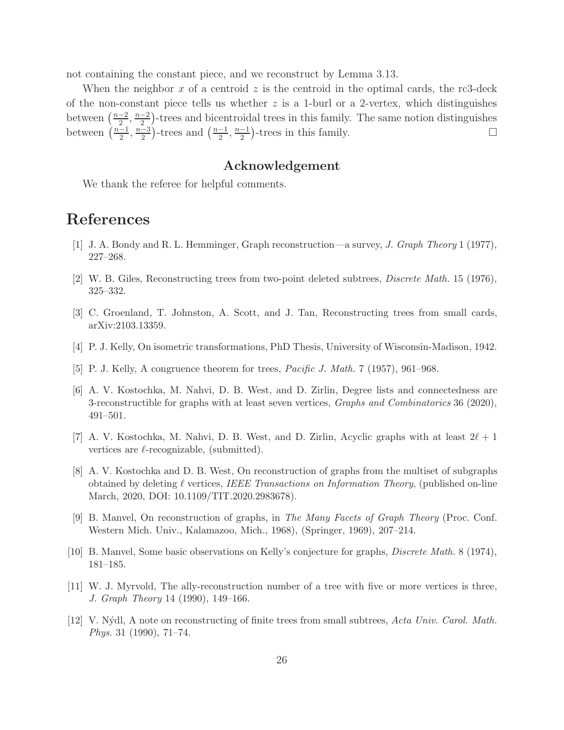not containing the constant piece, and we reconstruct by Lemma 3.13.

When the neighbor $x$ of a centroid $z$ is the centroid in the optimal cards, the rc3-deck of the non-constant piece tells us whether $z$ is a 1-burl or a 2-vertex, which distinguishes between $\left(\frac{n-2}{2}, \frac{n-2}{2}\right)$-trees and bicentroidal trees in this family. The same notion distinguishes between $\left(\frac{n-1}{2}, \frac{n-3}{2}\right)$-trees and $\left(\frac{n-1}{2}, \frac{n-1}{2}\right)$-trees in this family. □

## Acknowledgement

We thank the referee for helpful comments.

# References

[1] J. A. Bondy and R. L. Hemminger, Graph reconstruction—a survey, *J. Graph Theory* 1 (1977), 227–268.

[2] W. B. Giles, Reconstructing trees from two-point deleted subtrees, *Discrete Math.* 15 (1976), 325–332.

[3] C. Groenland, T. Johnston, A. Scott, and J. Tan, Reconstructing trees from small cards, arXiv:2103.13359.

[4] P. J. Kelly, On isometric transformations, PhD Thesis, University of Wisconsin-Madison, 1942.

[5] P. J. Kelly, A congruence theorem for trees, *Pacific J. Math.* 7 (1957), 961–968.

[6] A. V. Kostochka, M. Nahvi, D. B. West, and D. Zirlin, Degree lists and connectedness are 3-reconstructible for graphs with at least seven vertices, *Graphs and Combinatorics* 36 (2020), 491–501.

[7] A. V. Kostochka, M. Nahvi, D. B. West, and D. Zirlin, Acyclic graphs with at least $2\ell + 1$ vertices are $\ell$-recognizable, (submitted).

[8] A. V. Kostochka and D. B. West, On reconstruction of graphs from the multiset of subgraphs obtained by deleting $\ell$ vertices, *IEEE Transactions on Information Theory*, (published on-line March, 2020, DOI: 10.1109/TIT.2020.2983678).

[9] B. Manvel, On reconstruction of graphs, in *The Many Facets of Graph Theory* (Proc. Conf. Western Mich. Univ., Kalamazoo, Mich., 1968), (Springer, 1969), 207–214.

[10] B. Manvel, Some basic observations on Kelly's conjecture for graphs, *Discrete Math.* 8 (1974), 181–185.

[11] W. J. Myrvold, The ally-reconstruction number of a tree with five or more vertices is three, *J. Graph Theory* 14 (1990), 149–166.

[12] V. Nýdl, A note on reconstructing of finite trees from small subtrees, *Acta Univ. Carol. Math. Phys.* 31 (1990), 71–74.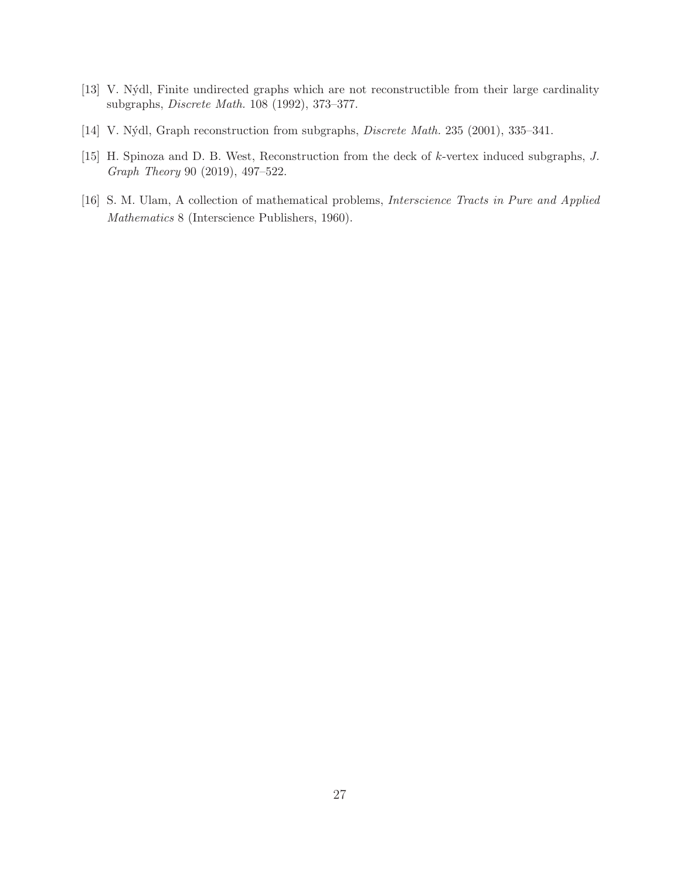[13] V. Nýdl, Finite undirected graphs which are not reconstructible from their large cardinality subgraphs, *Discrete Math.* 108 (1992), 373–377.

[14] V. Nýdl, Graph reconstruction from subgraphs, *Discrete Math.* 235 (2001), 335–341.

[15] H. Spinoza and D. B. West, Reconstruction from the deck of $k$-vertex induced subgraphs, *J. Graph Theory* 90 (2019), 497–522.

[16] S. M. Ulam, A collection of mathematical problems, *Interscience Tracts in Pure and Applied Mathematics* 8 (Interscience Publishers, 1960).